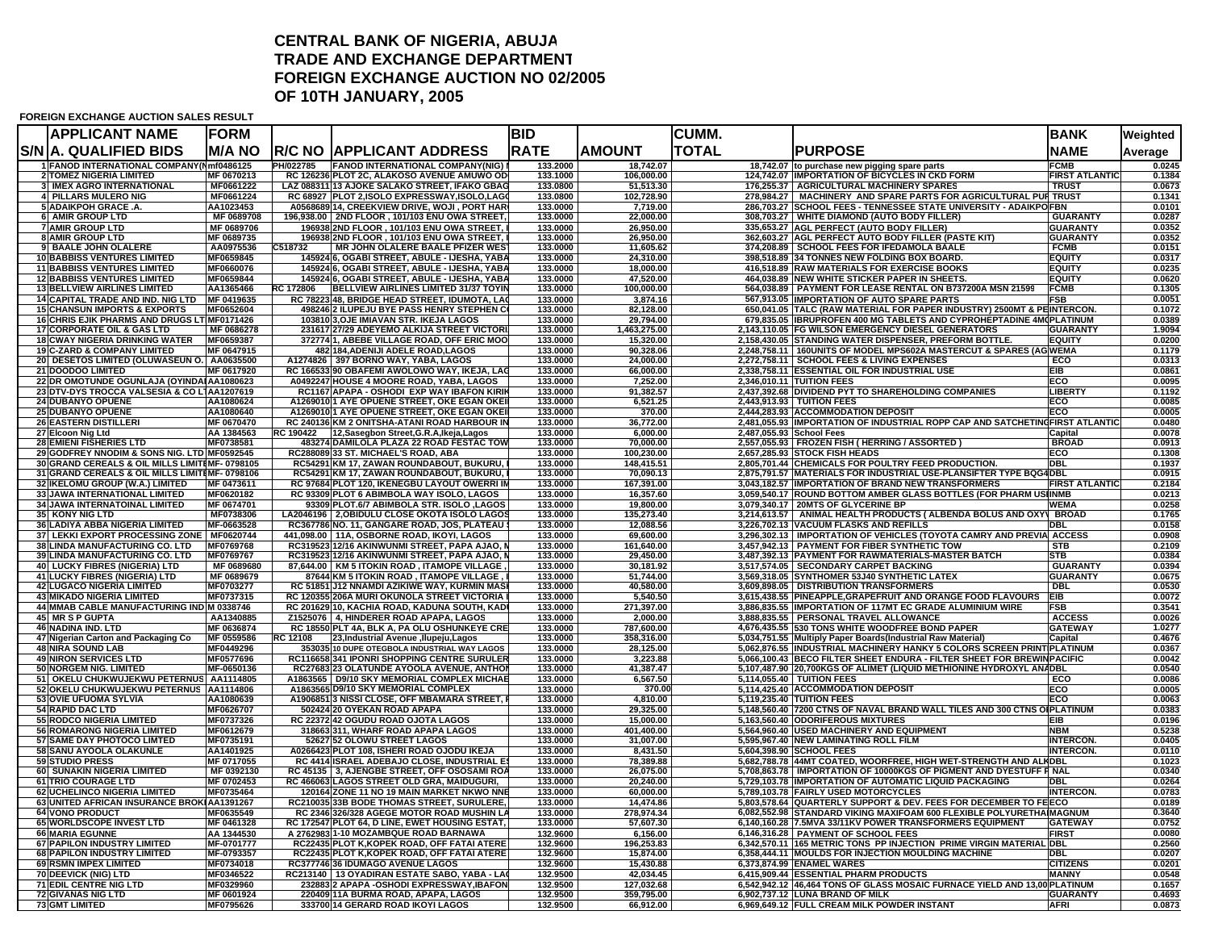# CENTRAL BANK OF NIGERIA, ABUJA
# TRADE AND EXCHANGE DEPARTMENT
# FOREIGN EXCHANGE AUCTION NO 02/2005
# OF 10TH JANUARY, 2005

**FOREIGN EXCHANGE AUCTION SALES RESULT**

| S/N | APPLICANT NAME A. QUALIFIED BIDS | FORM M/A NO | R/C NO | APPLICANT ADDRESS | BID RATE | AMOUNT | CUMM. TOTAL | PURPOSE | BANK NAME | Weighted Average |
|---|---|---|---|---|---|---|---|---|---|---|
| 1 | FANOD INTERNATIONAL COMPANY(N | mf0486125 | PH/022785 | FANOD INTERNATIONAL COMPANY(NIG) | 133.2000 | 18,742.07 | 18,742.07 | to purchase new pigging spare parts | FCMB | 0.0245 |
| 2 | TOMEZ NIGERIA LIMITED | MF 0670213 | RC 126236 | PLOT 2C, ALAKOSO AVENUE AMUWO OD | 133.1000 | 106,000.00 | 124,742.07 | IMPORTATION OF BICYCLES IN CKD FORM | FIRST ATLANTIC | 0.1384 |
| 3 | IMEX AGRO INTERNATIONAL | MF0661222 | LAZ 088311 | 13 AJOKE SALAKO STREET, IFAKO GBAG | 133.0800 | 51,513.30 | 176,255.37 | AGRICULTURAL MACHINERY SPARES | TRUST | 0.0673 |
| 4 | PILLARS MULERO NIG | MF0661224 | RC 68927 | PLOT 2,ISOLO EXPRESSWAY,ISOLO,LAG | 133.0800 | 102,728.90 | 278,984.27 | MACHINERY AND SPARE PARTS FOR AGRICULTURAL PUR | TRUST | 0.1341 |
| 5 | ADAIKPOH GRACE .A. | AA1023453 | A0568689 | 14, CREEKVIEW DRIVE, WOJI , PORT HAR | 133.0000 | 7,719.00 | 286,703.27 | SCHOOL FEES - TENNESSEE STATE UNIVERSITY - ADAIKPO | FBN | 0.0101 |
| 6 | AMIR GROUP LTD | MF 0689708 | 196,938.00 | 2ND FLOOR , 101/103 ENU OWA STREET, | 133.0000 | 22,000.00 | 308,703.27 | WHITE DIAMOND (AUTO BODY FILLER) | GUARANTY | 0.0287 |
| 7 | AMIR GROUP LTD | MF 0689706 | 196938 | 2ND FLOOR , 101/103 ENU OWA STREET, | 133.0000 | 26,950.00 | 335,653.27 | AGL PERFECT (AUTO BODY FILLER) | GUARANTY | 0.0352 |
| 8 | AMIR GROUP LTD | MF 0689735 | 196938 | 2ND FLOOR , 101/103 ENU OWA STREET, | 133.0000 | 26,950.00 | 362,603.27 | AGL PERFECT AUTO BODY FILLER (PASTE KIT) | GUARANTY | 0.0352 |
| 9 | BAALE JOHN OLALERE | AA0975536 | C518732 | MR JOHN OLALERE BAALE PFIZER WEST | 133.0000 | 11,605.62 | 374,208.89 | SCHOOL FEES FOR IFEDAMOLA BAALE | FCMB | 0.0151 |
| 10 | BABBISS VENTURES LIMITED | MF0659845 | 145924 | 6, OGABI STREET, ABULE - IJESHA, YABA | 133.0000 | 24,310.00 | 398,518.89 | 34 TONNES NEW FOLDING BOX BOARD. | EQUITY | 0.0317 |
| 11 | BABBISS VENTURES LIMITED | MF0660076 | 145924 | 6, OGABI STREET, ABULE - IJESHA, YABA | 133.0000 | 18,000.00 | 416,518.89 | RAW MATERIALS FOR EXERCISE BOOKS | EQUITY | 0.0235 |
| 12 | BABBISS VENTURES LIMITED | MF0659844 | 145924 | 6, OGABI STREET, ABULE - IJESHA, YABA | 133.0000 | 47,520.00 | 464,038.89 | NEW WHITE STICKER PAPER IN SHEETS. | EQUITY | 0.0620 |
| 13 | BELLVIEW AIRLINES LIMITED | AA1365466 | RC 172806 | BELLVIEW AIRLINES LIMITED 31/37 TOYIN | 133.0000 | 100,000.00 | 564,038.89 | PAYMENT FOR LEASE RENTAL ON B737200A MSN 21599 | FCMB | 0.1305 |
| 14 | CAPITAL TRADE AND IND. NIG LTD | MF 0419635 | RC 78223 | 48, BRIDGE HEAD STREET, IDUMOTA, LAG | 133.0000 | 3,874.16 | 567,913.05 | IMPORTATION OF AUTO SPARE PARTS | FSB | 0.0051 |
| 15 | CHANSUN IMPORTS & EXPORTS | MF0652604 | 498246 | 2 ILUPEJU BYE PASS HENRY STEPHEN C | 133.0000 | 82,128.00 | 650,041.05 | TALC (RAW MATERIAL FOR PAPER INDUSTRY) 2500MT & PE | INTERCON. | 0.1072 |
| 16 | CHRIS EJIK PHARMS AND DRUGS LT | MF0171426 | 103810 | 3,OJE IMIAVAN STR. IKEJA LAGOS | 133.0000 | 29,794.00 | 679,835.05 | IBRUPROFEN 400 MG TABLETS AND CYPROHEPTADINE 4MG | PLATINUM | 0.0389 |
| 17 | CORPORATE OIL & GAS LTD | MF 0686278 | 231617 | 27/29 ADEYEMO ALKIJA STREET VICTORI | 133.0000 | 1,463,275.00 | 2,143,110.05 | FG WILSON EMERGENCY DIESEL GENERATORS | GUARANTY | 1.9094 |
| 18 | CWAY NIGERIA DRINKING WATER | MF0659387 | 372774 | 1, ABEBE VILLAGE ROAD, OFF ERIC MOO | 133.0000 | 15,320.00 | 2,158,430.05 | STANDING WATER DISPENSER, PREFORM BOTTLE. | EQUITY | 0.0200 |
| 19 | C-ZARD & COMPANY LIMITED | MF 0647915 | 482 | 184,ADENIJI ADELE ROAD,LAGOS | 133.0000 | 90,328.06 | 2,248,758.11 | 160UNITS OF MODEL MPS602A MASTERCUT & SPARES (AG | WEMA | 0.1179 |
| 20 | DESETOS LIMITED (OLUWASEUN O. | AA0635500 | A1274826 | 397 BORNO WAY, YABA, LAGOS | 133.0000 | 24,000.00 | 2,272,758.11 | SCHOOL FEES & LIVING EXPENSES | ECO | 0.0313 |
| 21 | DOODOO LIMITED | MF 0617920 | RC 166533 | 90 OBAFEMI AWOLOWO WAY, IKEJA, LAG | 133.0000 | 66,000.00 | 2,338,758.11 | ESSENTIAL OIL FOR INDUSTRIAL USE | EIB | 0.0861 |
| 22 | DR OMOTUNDE OGUNLAJA (OYINDA | AA1080623 | A0492247 | HOUSE 4 MOORE ROAD, YABA, LAGOS | 133.0000 | 7,252.00 | 2,346,010.11 | TUITION FEES | ECO | 0.0095 |
| 23 | DTV-DYS TROCCA VALSESIA & CO LT | AA1207619 | RC1167 | APAPA - OSHODI EXP WAY IBAFON KIRIK | 133.0000 | 91,382.57 | 2,437,392.68 | DIVIDEND PYT TO SHAREHOLDING COMPANIES | LIBERTY | 0.1192 |
| 24 | DUBANYO OPUENE | AA1080624 | A1269010 | 1 AYE OPUENE STREET, OKE EGAN OKEI | 133.0000 | 6,521.25 | 2,443,913.93 | TUITION FEES | ECO | 0.0085 |
| 25 | DUBANYO OPUENE | AA1080640 | A1269010 | 1 AYE OPUENE STREET, OKE EGAN OKEI | 133.0000 | 370.00 | 2,444,283.93 | ACCOMMODATION DEPOSIT | ECO | 0.0005 |
| 26 | EASTERN DISTILLERI | MF 0670470 | RC 240136 | KM 2 ONITSHA-ATANI ROAD HARBOUR IN | 133.0000 | 36,772.00 | 2,481,055.93 | IMPORTATION OF INDUSTRIAL ROPP CAP AND SATCHETING | FIRST ATLANTIC | 0.0480 |
| 27 | Elcoon Nig Ltd | AA 1384563 | RC 190422 | 12,Sasegbon Street,G.R.A,Ikeja,Lagos | 133.0000 | 6,000.00 | 2,487,055.93 | School Fees | Capital | 0.0078 |
| 28 | EMIENI FISHERIES LTD | MF0738581 | 483274 | DAMILOLA PLAZA 22 ROAD FESTAC TOW | 133.0000 | 70,000.00 | 2,557,055.93 | FROZEN FISH ( HERRING / ASSORTED ) | BROAD | 0.0913 |
| 29 | GODFREY NNODIM & SONS NIG. LTD | MF0592545 | RC288089 | 33 ST. MICHAEL'S ROAD, ABA | 133.0000 | 100,230.00 | 2,657,285.93 | STOCK FISH HEADS | ECO | 0.1308 |
| 30 | GRAND CEREALS & OIL MILLS LIMITE | MF- 0798105 | RC54291 | KM 17, ZAWAN ROUNDABOUT, BUKURU, | 133.0000 | 148,415.51 | 2,805,701.44 | CHEMICALS FOR POULTRY FEED PRODUCTION. | DBL | 0.1937 |
| 31 | GRAND CEREALS & OIL MILLS LIMITE | MF- 0798106 | RC54291 | KM 17, ZAWAN ROUNDABOUT, BUKURU, | 133.0000 | 70,090.13 | 2,875,791.57 | MATERIALS FOR INDUSTRIAL USE-PLANSIFTER TYPE BQG4 | DBL | 0.0915 |
| 32 | IKELOMU GROUP (W.A.) LIMITED | MF 0473611 | RC 97684 | PLOT 120, IKENEGBU LAYOUT OWERRI IM | 133.0000 | 167,391.00 | 3,043,182.57 | IMPORTATION OF BRAND NEW TRANSFORMERS | FIRST ATLANTIC | 0.2184 |
| 33 | JAWA INTERNATIONAL LIMITED | MF0620182 | RC 93309 | PLOT 6 ABIMBOLA WAY ISOLO, LAGOS | 133.0000 | 16,357.60 | 3,059,540.17 | ROUND BOTTOM AMBER GLASS BOTTLES (FOR PHARM USE | INMB | 0.0213 |
| 34 | JAWA INTERNATOINAL LIMITED | MF 0674701 | 93309 | PLOT.6/7 ABIMBOLA STR. ISOLO ,LAGOS | 133.0000 | 19,800.00 | 3,079,340.17 | 20MTS OF GLYCERINE BP | WEMA | 0.0258 |
| 35 | KONY NIG LTD | MF0738306 | LA2046196 | 2,OBIDULU CLOSE OKOTA ISOLO LAGOS | 133.0000 | 135,273.40 | 3,214,613.57 | ANIMAL HEALTH PRODUCTS ( ALBENDA BOLUS AND OXY | BROAD | 0.1765 |
| 36 | LADIYA ABBA NIGERIA LIMITED | MF-0663528 | RC367786 | NO. 11, GANGARE ROAD, JOS, PLATEAU | 133.0000 | 12,088.56 | 3,226,702.13 | VACUUM FLASKS AND REFILLS | DBL | 0.0158 |
| 37 | LEKKI EXPORT PROCESSING ZONE | MF0620744 | 441,098.00 | 11A, OSBORNE ROAD, IKOYI, LAGOS | 133.0000 | 69,600.00 | 3,296,302.13 | IMPORTATION OF VEHICLES (TOYOTA CAMRY AND PREVIA | ACCESS | 0.0908 |
| 38 | LINDA MANUFACTURING CO. LTD | MF0769768 | RC319523 | 12/16 AKINWUNMI STREET, PAPA AJAO, M | 133.0000 | 161,640.00 | 3,457,942.13 | PAYMENT FOR FIBER SYNTHETIC TOW | STB | 0.2109 |
| 39 | LINDA MANUFACTURING CO. LTD | MF0769767 | RC319523 | 12/16 AKINWUNMI STREET, PAPA AJAO, M | 133.0000 | 29,450.00 | 3,487,392.13 | PAYMENT FOR RAWMATERIALS-MASTER BATCH | STB | 0.0384 |
| 40 | LUCKY FIBRES (NIGERIA) LTD | MF 0689680 | 87,644.00 | KM 5 ITOKIN ROAD , ITAMOPE VILLAGE , | 133.0000 | 30,181.92 | 3,517,574.05 | SECONDARY CARPET BACKING | GUARANTY | 0.0394 |
| 41 | LUCKY FIBRES (NIGERIA) LTD | MF 0689679 | 87644 | KM 5 ITOKIN ROAD , ITAMOPE VILLAGE , | 133.0000 | 51,744.00 | 3,569,318.05 | SYNTHOMER 53J40 SYNTHETIC LATEX | GUARANTY | 0.0675 |
| 42 | LUGACO NIGERIA LIMITED | MF0703277 | RC 51851 | J12 NNAMDI AZIKIWE WAY, KURMIN MASI | 133.0000 | 40,580.00 | 3,609,898.05 | DISTRIBUTION TRANSFORMERS | DBL | 0.0530 |
| 43 | MIKADO NIGERIA LIMITED | MF0737315 | RC 120355 | 206A MURI OKUNOLA STREET VICTORIA | 133.0000 | 5,540.50 | 3,615,438.55 | PINEAPPLE,GRAPEFRUIT AND ORANGE FOOD FLAVOURS | EIB | 0.0072 |
| 44 | MMAB CABLE MANUFACTURING IND | M 0338746 | RC 201629 | 10, KACHIA ROAD, KADUNA SOUTH, KAD | 133.0000 | 271,397.00 | 3,886,835.55 | IMPORTATION OF 117MT EC GRADE ALUMINIUM WIRE | FSB | 0.3541 |
| 45 | MR S P GUPTA | AA1340885 | Z1525076 | 4, HINDERER ROAD APAPA, LAGOS | 133.0000 | 2,000.00 | 3,888,835.55 | PERSONAL TRAVEL ALLOWANCE | ACCESS | 0.0026 |
| 46 | NADINA IND. LTD | MF 0636874 | RC 18550 | PLT 4A, BLK A, PA OLU OSHUNKEYE CRE | 133.0000 | 787,600.00 | 4,676,435.55 | 530 TONS WHITE WOODFREE BOND PAPER | GATEWAY | 1.0277 |
| 47 | Nigerian Carton and Packaging Co | MF 0559586 | RC 12108 | 23,Industrial Avenue ,Ilupeju,Lagos | 133.0000 | 358,316.00 | 5,034,751.55 | Multiply Paper Boards(Industrial Raw Material) | Capital | 0.4676 |
| 48 | NIRA SOUND LAB | MF0449296 | 353035 | 10 DUPE OTEGBOLA INDUSTRIAL WAY LAGOS | 133.0000 | 28,125.00 | 5,062,876.55 | INDUSTRIAL MACHINERY HANKY 5 COLORS SCREEN PRINT | PLATINUM | 0.0367 |
| 49 | NIRON SERVICES LTD | MF0577696 | RC116658 | 341 IPONRI SHOPPING CENTRE SURULER | 133.0000 | 3,223.88 | 5,066,100.43 | BECO FILTER SHEET ENDURA - FILTER SHEET FOR BREWIN | PACIFIC | 0.0042 |
| 50 | NORGEM NIG. LIMITED | MF-0650136 | RC27683 | 23 OLATUNDE AYOOLA AVENUE, ANTHON | 133.0000 | 41,387.47 | 5,107,487.90 | 20,700KGS OF ALIMET (LIQUID METHIONINE HYDROXYL ANA | DBL | 0.0540 |
| 51 | OKELU CHUKWUJEKWU PETERNUS | AA1114805 | A1863565 | D9/10 SKY MEMORIAL COMPLEX MICHAE | 133.0000 | 6,567.50 | 5,114,055.40 | TUITION FEES | ECO | 0.0086 |
| 52 | OKELU CHUKWUJEKWU PETERNUS | AA1114806 | A1863565 | D9/10 SKY MEMORIAL COMPLEX | 133.0000 | 370.00 | 5,114,425.40 | ACCOMMODATION DEPOSIT | ECO | 0.0005 |
| 53 | OVIE UFUOMA SYLVIA | AA1080639 | A1906851 | 3 NISSI CLOSE, OFF MBAMARA STREET, | 133.0000 | 4,810.00 | 5,119,235.40 | TUITION FEES | ECO | 0.0063 |
| 54 | RAPID DAC LTD | MF0626707 | 502424 | 20 OYEKAN ROAD APAPA | 133.0000 | 29,325.00 | 5,148,560.40 | 7200 CTNS OF NAVAL BRAND WALL TILES AND 300 CTNS OF | PLATINUM | 0.0383 |
| 55 | RODCO NIGERIA LIMITED | MF0737326 | RC 22372 | 42 OGUDU ROAD OJOTA LAGOS | 133.0000 | 15,000.00 | 5,163,560.40 | ODORIFEROUS MIXTURES | EIB | 0.0196 |
| 56 | ROMARONG NIGERIA LIMITED | MF0612679 | 318663 | 311, WHARF ROAD APAPA LAGOS | 133.0000 | 401,400.00 | 5,564,960.40 | USED MACHINERY AND EQUIPMENT | NBM | 0.5238 |
| 57 | SAME DAY PHOTOCO LIMITED | MF0735191 | 52627 | 52 OLOWU STREET LAGOS | 133.0000 | 31,007.00 | 5,595,967.40 | NEW LAMINATING ROLL FILM | INTERCON. | 0.0405 |
| 58 | SANU AYOOLA OLAKUNLE | AA1401925 | A0266423 | PLOT 108, ISHERI ROAD OJODU IKEJA | 133.0000 | 8,431.50 | 5,604,398.90 | SCHOOL FEES | INTERCON. | 0.0110 |
| 59 | STUDIO PRESS | MF 0717055 | RC 4414 | ISRAEL ADEBAJO CLOSE, INDUSTRIAL E | 133.0000 | 78,389.88 | 5,682,788.78 | 44MT COATED, WOORFREE, HIGH WET-STRENGTH AND ALK | DBL | 0.1023 |
| 60 | SUNAKIN NIGERIA LIMITED | MF 0392130 | RC 45135 | 3, AJENGBE STREET, OFF OSOSAMI ROA | 133.0000 | 26,075.00 | 5,708,863.78 | IMPORTATION OF 10000KGS OF PIGMENT AND DYESTUFF F | NAL | 0.0340 |
| 61 | TRIO COURAGE LTD | MF 0702453 | RC 466063 | LAGOS STREET OLD GRA, MAIDUGURI, | 133.0000 | 20,240.00 | 5,729,103.78 | IMPORTATION OF AUTOMATIC LIQUID PACKAGING | DBL | 0.0264 |
| 62 | UCHELINCO NIGERIA LIMITED | MF0735464 | 120164 | ZONE 11 NO 19 MAIN MARKET NKWO NNE | 133.0000 | 60,000.00 | 5,789,103.78 | FAIRLY USED MOTORCYCLES | INTERCON. | 0.0783 |
| 63 | UNITED AFRICAN INSURANCE BROK | AA1391267 | RC21003 | 53B BODE THOMAS STREET, SURULERE, | 133.0000 | 14,474.86 | 5,803,578.64 | QUARTERLY SUPPORT & DEV. FEES FOR DECEMBER TO FE | ECO | 0.0189 |
| 64 | VONO PRODUCT | MF0635549 | RC 2346 | 326/328 AGEGE MOTOR ROAD MUSHIN LA | 133.0000 | 278,974.34 | 6,082,552.98 | STANDARD VIKING MAXIFOAM 600 FLEXIBLE POLYURETHA | MAGNUM | 0.3640 |
| 65 | WORLDSCOPE INVEST LTD | MF 0461328 | RC 172547 | PLOT 64, D LINE, EWET HOUSING ESTAT, | 133.0000 | 57,607.30 | 6,140,160.28 | 7.5MVA 33/11KV POWER TRANSFORMERS EQUIPMENT | GATEWAY | 0.0752 |
| 66 | MARIA EGUNNE | AA 1344530 | A 2762983 | 1-10 MOZAMBQUE ROAD BARNAWA | 132.9600 | 6,156.00 | 6,146,316.28 | PAYMENT OF SCHOOL FEES | FIRST | 0.0080 |
| 67 | PAPILON INDUSTRY LIMITED | MF-0701777 | RC22435 | PLOT K,KOPEK ROAD, OFF FATAI ATERE | 132.9600 | 196,253.83 | 6,342,570.11 | 165 METRIC TONS PP INJECTION PRIME VIRGIN MATERIAL | DBL | 0.2560 |
| 68 | PAPILON INDUSTRY LIMITED | MF-0793357 | RC22435 | PLOT K,KOPEK ROAD, OFF FATAI ATERE | 132.9600 | 15,874.00 | 6,358,444.11 | MOULDS FOR INJECTION MOULDING MACHINE | DBL | 0.0207 |
| 69 | RSMN IMPEX LIMITED | MF0734018 | RC377746 | 36 IDUMAGO AVENUE LAGOS | 132.9600 | 15,430.88 | 6,373,874.99 | ENAMEL WARES | CITIZENS | 0.0201 |
| 70 | DEEVICK (NIG) LTD | MF0346522 | RC213140 | 13 OYADIRAN ESTATE SABO, YABA - LA | 132.9500 | 42,034.45 | 6,415,909.44 | ESSENTIAL PHARM PRODUCTS | MANNY | 0.0548 |
| 71 | EDIL CENTRE NIG LTD | MF0329960 | 232883 | 2 APAPA -OSHODI EXPRESSWAY,IBAFON | 132.9500 | 127,032.68 | 6,542,942.12 | 46,464 TONS OF GLASS MOSAIC FURNACE YIELD AND 13,00 | PLATINUM | 0.1657 |
| 72 | GIVANAS NIG LTD | MF 0601924 | 220409 | 11A BURMA ROAD, APAPA, LAGOS | 132.9500 | 359,795.00 | 6,902,737.12 | LUNA BRAND OF MILK | GUARANTY | 0.4693 |
| 73 | GMT LIMITED | MF0795626 | 333700 | 14 GERARD ROAD IKOYI LAGOS | 132.9500 | 66,912.00 | 6,969,649.12 | FULL CREAM MILK POWDER INSTANT | AFRI | 0.0873 |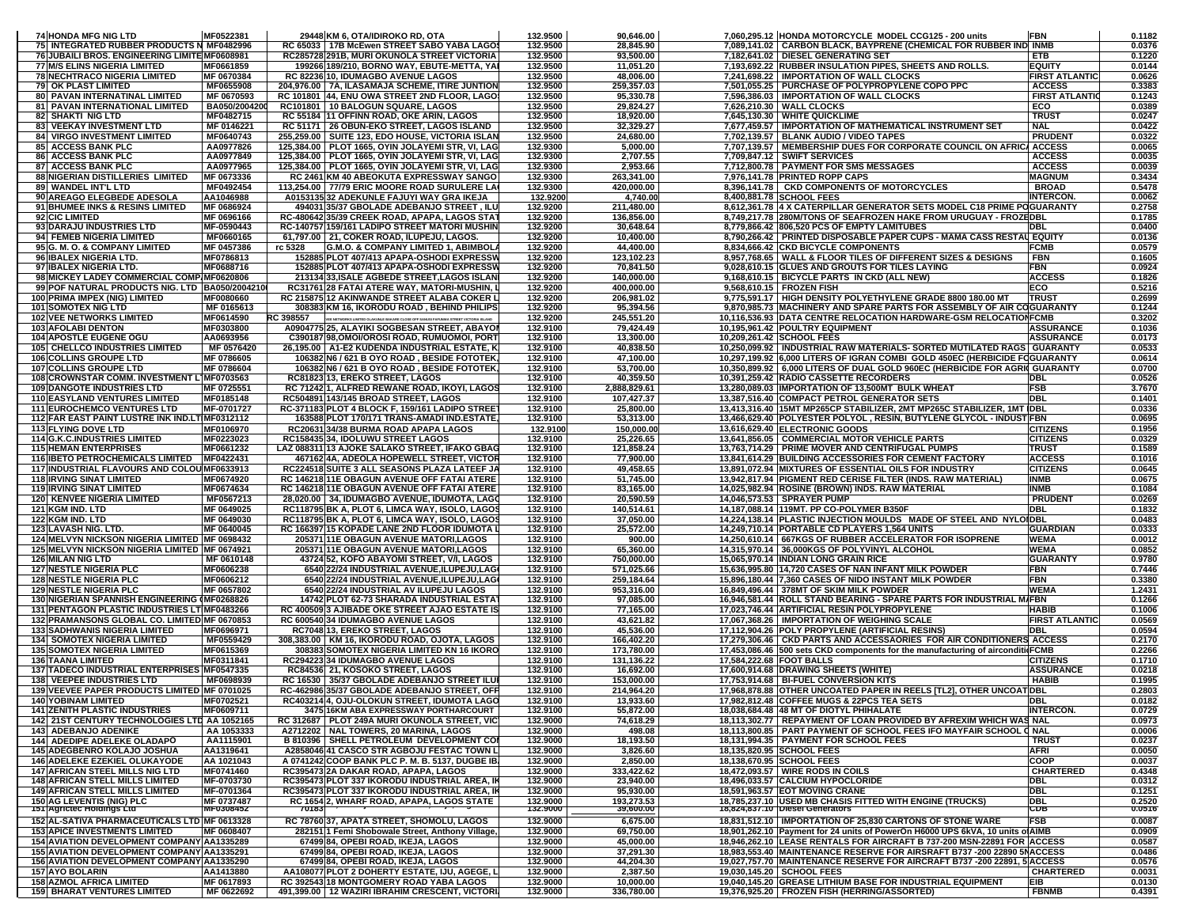| | | | | | | | | | |
|---|---|---|---|---|---|---|---|---|---|
| 74 | HONDA MFG NIG LTD | MF0522381 | 29448 KM 6, OTA/IDIROKO RD, OTA | 132.9500 | 90,646.00 | 7,060,295.12 | HONDA MOTORCYCLE MODEL CCG125 - 200 units | FBN | 0.1182 |
| 75 | INTEGRATED RUBBER PRODUCTS N | MF0482996 | RC 65033 17B McEwen STREET SABO YABA LAGOS | 132.9500 | 28,845.90 | 7,089,141.02 | CARBON BLACK, BAYPRENE (CHEMICAL FOR RUBBER IND | INMB | 0.0376 |
| 76 | JUBAILI BROS. ENGINEERING LIMITE | MF0608981 | RC285728 291B, MURI OKUNOLA STREET VICTORIA | 132.9500 | 93,500.00 | 7,182,641.02 | DIESEL GENERATING SET | ETB | 0.1220 |
| 77 | M/S ELINS NIGERIA LIMITED | MF0661859 | 199266 189/210, BORNO WAY, EBUTE-METTA, YA | 132.9500 | 11,051.20 | 7,193,692.22 | RUBBER INSULATION PIPES, SHEETS AND ROLLS. | EQUITY | 0.0144 |
| 78 | NECHTRACO NIGERIA LIMITED | MF0670384 | RC 82236 10, IDUMAGBO AVENUE LAGOS | 132.9500 | 48,006.00 | 7,241,698.22 | IMPORTATION OF WALL CLOCKS | FIRST ATLANTIC | 0.0626 |
| 79 | OK PLAST LIMITED | MF0655908 | 204,976.00 7A, ILASAMAJA SCHEME, ITIRE JUNTION | 132.9500 | 259,357.03 | 7,501,055.25 | PURCHASE OF POLYPROPYLENE COPO PPC | ACCESS | 0.3383 |
| 80 | PAVAN INTERNATINAL LIMITED | MF 0670593 | RC 101801 44, ENU OWA STREET 2ND FLOOR, LAGO | 132.9500 | 95,330.78 | 7,596,386.03 | IMPORTATION OF WALL CLOCKS | FIRST ATLANTIC | 0.1243 |
| 81 | PAVAN INTERNATIONAL LIMITED | BA050/2004200 | RC101801 10 BALOGUN SQUARE, LAGOS | 132.9500 | 29,824.27 | 7,626,210.30 | WALL CLOCKS | ECO | 0.0389 |
| 82 | SHAKTI NIG LTD | MF0482745 | RC 55184 11 OFFINN ROAD, OKE ARIN, LAGOS | 132.9500 | 18,920.00 | 7,645,130.30 | WHITE QUICKLIME | TRUST | 0.0247 |
| 83 | VEEKAY INVESTMENT LTD | MF 0146221 | RC 51171 26 OBUN-EKO STREET, LAGOS ISLAND | 132.9500 | 32,329.27 | 7,677,459.57 | IMPORTATION OF MATHEMATICAL INSTRUMENT SET | NAL | 0.0422 |
| 84 | VIRGO INVESTMENT LIMITED | MF0640743 | 255,259.00 SUITE 123, EDO HOUSE, VICTORIA ISLAN | 132.9500 | 24,680.00 | 7,702,139.57 | BLANK AUDIO / VIDEO TAPES | PRUDENT | 0.0322 |
| 85 | ACCESS BANK PLC | AA0977826 | 125,384.00 PLOT 1665, OYIN JOLAYEMI STR, VI, LAG | 132.9300 | 5,000.00 | 7,707,139.57 | MEMBERSHIP DUES FOR CORPORATE COUNCIL ON AFRIC | ACCESS | 0.0065 |
| 86 | ACCESS BANK PLC | AA0977849 | 125,384.00 PLOT 1665, OYIN JOLAYEMI STR, VI, LAG | 132.9300 | 2,707.55 | 7,709,847.12 | SWIFT SERVICES | ACCESS | 0.0035 |
| 87 | ACCESS BANK PLC | AA0977965 | 125,384.00 PLOT 1665, OYIN JOLAYEMI STR, VI, LAG | 132.9300 | 2,953.66 | 7,712,800.78 | PAYMENT FOR SMS MESSAGES | ACCESS | 0.0039 |
| 88 | NIGERIAN DISTILLERIES LIMITED | MF 0673336 | RC 2461 KM 40 ABEOKUTA EXPRESSWAY SANGO | 132.9300 | 263,341.00 | 7,976,141.78 | PRINTED ROPP CAPS | MAGNUM | 0.3434 |
| 89 | WANDEL INT'L LTD | MF0492454 | 113,254.00 77/79 ERIC MOORE ROAD SURULERE LA | 132.9300 | 420,000.00 | 8,396,141.78 | CKD COMPONENTS OF MOTORCYCLES | BROAD | 0.5478 |
| 90 | AREAGO ELEGBEDE ADESOLA | AA1046988 | A0153135 32 ADEKUNLE FAJUYI WAY GRA IKEJA | 132.9200 | 4,740.00 | 8,400,881.78 | SCHOOL FEES | INTERCON. | 0.0062 |
| 91 | BHUMEE INKS & RESINS LIMITED | MF 0686924 | 494031 35/37 GBOLADE ADEBANJO STREET , ILU | 132.9200 | 211,480.00 | 8,612,361.78 | 4 X CATERPILLAR GENERATOR SETS MODEL C18 PRIME PO | GUARANTY | 0.2758 |
| 92 | CIC LIMITED | MF 0696166 | RC-480642 35/39 CREEK ROAD, APAPA, LAGOS STAT | 132.9200 | 136,856.00 | 8,749,217.78 | 280M/TONS OF SEAFROZEN HAKE FROM URUGUAY - FROZE | DBL | 0.1785 |
| 93 | DARAJU INDUSTRIES LTD | MF-0590443 | RC-140757 159/161 LADIPO STREET MATORI MUSHIN | 132.9200 | 30,648.64 | 8,779,866.42 | 806,520 PCS OF EMPTY LAMITUBES | DBL | 0.0400 |
| 94 | FEMEB NIGERIA LIMITED | MF0660165 | 61,797.00 21, COKER ROAD, ILUPEJU, LAGOS. | 132.9200 | 10,400.00 | 8,790,266.42 | PRINTED DISPOSABLE PAPER CUPS - MAMA CASS RESTAU | EQUITY | 0.0136 |
| 95 | G. M. O. & COMPANY LIMITED | MF 0457386 | rc 5328 G.M.O. & COMPANY LIMITED 1, ABIMBOLA | 132.9200 | 44,400.00 | 8,834,666.42 | CKD BICYCLE COMPONENTS | FCMB | 0.0579 |
| 96 | IBALEX NIGERIA LTD. | MF0786813 | 152885 PLOT 407/413 APAPA-OSHODI EXPRESSW | 132.9200 | 123,102.23 | 8,957,768.65 | WALL & FLOOR TILES OF DIFFERENT SIZES & DESIGNS | FBN | 0.1605 |
| 97 | IBALEX NIGERIA LTD. | MF0688716 | 152885 PLOT 407/413 APAPA-OSHODI EXPRESSW | 132.9200 | 70,841.50 | 9,028,610.15 | GLUES AND GROUTS FOR TILES LAYING | FBN | 0.0924 |
| 98 | MICKEY LADEY COMMERCIAL COMP | MF0620806 | 213134 33,ISALE AGBEDE STREET,LAGOS ISLAN | 132.9200 | 140,000.00 | 9,168,610.15 | BICYCLE PARTS IN CKD (ALL NEW) | ACCESS | 0.1826 |
| 99 | POF NATURAL PRODUCTS NIG. LTD | BA050/2004210 | RC31761 28 FATAI ATERE WAY, MATORI-MUSHIN, L | 132.9200 | 400,000.00 | 9,568,610.15 | FROZEN FISH | ECO | 0.5216 |
| 100 | PRIMA IMPEX (NIG) LIMITED | MF0080660 | RC 215875 12 AKINWANDE STREET ALABA COKER L | 132.9200 | 206,981.02 | 9,775,591.17 | HIGH DENSITY POLYETHYLENE GRADE 8800 180.00 MT | TRUST | 0.2699 |
| 101 | SOMOTEX NIG LTD | MF 0165613 | 308383 KM 16, IKORODU ROAD , BEHIND PHILIPS | 132.9200 | 95,394.56 | 9,870,985.73 | MACHINERY AND SPARE PARTS FOR ASSEMBLY OF AIR CO | GUARANTY | 0.1244 |
| 102 | VEE NETWORKS LIMITED | MF0614590 | RC 398557 VEE NETWORKS LIMITED OLAKUNLE BAKARE CLOSE OFF SANUSI FAFUNWA STREET VICTORIA ISLAND | 132.9200 | 245,551.20 | 10,116,536.93 | DATA CENTRE RELOCATION HARDWARE-GSM RELOCATION | FCMB | 0.3202 |
| 103 | AFOLABI DENTON | MF0303800 | A0904775 25, ALAYIKI SOGBESAN STREET, ABAYO | 132.9100 | 79,424.49 | 10,195,961.42 | POULTRY EQUIPMENT | ASSURANCE | 0.1036 |
| 104 | APOSTLE EUGENE OGU | AA0693956 | C390187 98,OMOI/OROSI ROAD, RUMUOMOI, PORT | 132.9100 | 13,300.00 | 10,209,261.42 | SCHOOL FEES | ASSURANCE | 0.0173 |
| 105 | CHELLCO INDUSTRIES LIMITED | MF 0576420 | 26,195.00 A1-E2 KUDENDA INDUSTRIAL ESTATE, K | 132.9100 | 40,838.50 | 10,250,099.92 | INDUSTRIAL RAW MATERIALS- SORTED MUTILATED RAGS | GUARANTY | 0.0533 |
| 106 | COLLINS GROUPE LTD | MF 0786605 | 106382 N6 / 621 B OYO ROAD , BESIDE FOTOTEK, | 132.9100 | 47,100.00 | 10,297,199.92 | 6,000 LITERS OF IGRAN COMBI GOLD 450EC (HERBICIDE F | GUARANTY | 0.0614 |
| 107 | COLLINS GROUPE LTD | MF 0786604 | 106382 N6 / 621 B OYO ROAD , BESIDE FOTOTEK, | 132.9100 | 53,700.00 | 10,350,899.92 | 6,000 LITERS OF DUAL GOLD 960EC (HERBICIDE FOR AGRI | GUARANTY | 0.0700 |
| 108 | CROWNSTAR COMM. INVESTMENT L | MF0703563 | RC81823 13, EREKO STREET, LAGOS | 132.9100 | 40,359.50 | 10,391,259.42 | RADIO CASSETTE RECORDERS | DBL | 0.0526 |
| 109 | DANGOTE INDUSTRIES LTD | MF 0725551 | RC 71242 1, ALFRED REWANE ROAD, IKOYI, LAGOS | 132.9100 | 2,888,829.61 | 13,280,089.03 | IMPORTATION OF 13,500MT BULK WHEAT | FSB | 3.7670 |
| 110 | EASYLAND VENTURES LIMITED | MF0165148 | RC504891 143/145 BROAD STREET, LAGOS | 132.9100 | 107,427.37 | 13,387,516.40 | COMPACT PETROL GENERATOR SETS | DBL | 0.1401 |
| 111 | EUROCHEMCO VENTURES LTD | MF-0701727 | RC-371183 PLOT 4 BLOCK F, 159/161 LADIPO STREET | 132.9100 | 25,800.00 | 13,413,316.40 | 15MT MP265CP STABILIZER, 2MT MP265C STABILIZER, 1MT | DBL | 0.0336 |
| 112 | FAR EAST PAINT LUSTRE INK IND.LT | MF0312112 | 163588 PLOT 170/171 TRANS-AMADI IND.ESTATE, | 132.9100 | 53,313.00 | 13,466,629.40 | POLYESTER POLYOL , RESIN, BUTYLENE GLYCOL - INDUST | FBN | 0.0695 |
| 113 | FLYING DOVE LTD | MF0106970 | RC20631 34/38 BURMA ROAD APAPA LAGOS | 132.9100 | 150,000.00 | 13,616,629.40 | ELECTRONIC GOODS | CITIZENS | 0.1956 |
| 114 | G.K.C.INDUSTRIES LIMITED | MF0223023 | RC158435 34, IDOLUWU STREET LAGOS | 132.9100 | 25,226.65 | 13,641,856.05 | COMMERCIAL MOTOR VEHICLE PARTS | CITIZENS | 0.0329 |
| 115 | HEMAN ENTERPRISES | MF0661232 | LAZ 088311 13 AJOKE SALAKO STREET, IFAKO GBAG | 132.9100 | 121,858.24 | 13,763,714.29 | PRIME MOVER AND CENTRIFUGAL PUMPS | TRUST | 0.1589 |
| 116 | IBETO PETROCHEMICALS LIMITED | MF0422431 | 467162 4A, ADEOLA HOPEWELL STREET, VICTOR | 132.9100 | 77,900.00 | 13,841,614.29 | BUILDING ACCESSORIES FOR CEMENT FACTORY | ACCESS | 0.1016 |
| 117 | INDUSTRIAL FLAVOURS AND COLOU | MF0633913 | RC224518 SUITE 3 ALL SEASONS PLAZA LATEEF JA | 132.9100 | 49,458.65 | 13,891,072.94 | MIXTURES OF ESSENTIAL OILS FOR INDUSTRY | CITIZENS | 0.0645 |
| 118 | IRVING SINAT LIMITED | MF0674920 | RC 146218 11E OBAGUN AVENUE OFF FATAI ATERE | 132.9100 | 51,745.00 | 13,942,817.94 | PIGMENT RED CERISE FILTER (INDS. RAW MATERIAL) | INMB | 0.0675 |
| 119 | IRVING SINAT LIMITED | MF0674634 | RC 146218 11E OBAGUN AVENUE OFF FATAI ATERE | 132.9100 | 83,165.00 | 14,025,982.94 | ROSINE (BROWN) INDS. RAW MATERIAL | INMB | 0.1084 |
| 120 | KENVEE NIGERIA LIMITED | MF0567213 | 28,020.00 34, IDUMAGBO AVENUE, IDUMOTA, LAGO | 132.9100 | 20,590.59 | 14,046,573.53 | SPRAYER PUMP | PRUDENT | 0.0269 |
| 121 | KGM IND. LTD | MF 0649025 | RC118795 BK A, PLOT 6, LIMCA WAY, ISOLO, LAGOS | 132.9100 | 140,514.61 | 14,187,088.14 | 119MT. PP CO-POLYMER B350F | DBL | 0.1832 |
| 122 | KGM IND. LTD | MF 0649030 | RC118795 BK A, PLOT 6, LIMCA WAY, ISOLO, LAGOS | 132.9100 | 37,050.00 | 14,224,138.14 | PLASTIC INJECTION MOULDS MADE OF STEEL AND NYLO | DBL | 0.0483 |
| 123 | LAVASH NIG. LTD. | MF 0640045 | RC 166397 15 KOPADE LANE 2ND FLOOR IDUMOTA L | 132.9100 | 25,572.00 | 14,249,710.14 | PORTABLE CD PLAYERS 1,564 UNITS | GUARDIAN | 0.0333 |
| 124 | MELVYN NICKSON NIGERIA LIMITED | MF 0674932 | 205371 11E OBAGUN AVENUE MATORI,LAGOS | 132.9100 | 900.00 | 14,250,610.14 | 667KGS OF RUBBER ACCELERATOR FOR ISOPRENE | WEMA | 0.0012 |
| 125 | MELVYN NICKSON NIGERIA LIMITED | MF 0674921 | 205371 11E OBAGUN AVENUE MATORI,LAGOS | 132.9100 | 65,360.00 | 14,315,970.14 | 36,000KGS OF POLYVINYL ALCOHOL | WEMA | 0.0852 |
| 126 | MILAN NIG LTD | MF 0610148 | 43724 52, KOFO ABAYOMI STREET, V/I, LAGOS | 132.9100 | 750,000.00 | 15,065,970.14 | INDIAN LONG GRAIN RICE | GUARANTY | 0.9780 |
| 127 | NESTLE NIGERIA PLC | MF0606238 | 6540 22/24 INDUSTRIAL AVENUE,ILUPEJU,LAG | 132.9100 | 571,025.66 | 15,636,995.80 | 14,720 CASES OF NAN INFANT MILK POWDER | FBN | 0.7446 |
| 128 | NESTLE NIGERIA PLC | MF0606212 | 6540 22/24 INDUSTRIAL AVENUE,ILUPEJU,LAG | 132.9100 | 259,184.64 | 15,896,180.44 | 7,360 CASES OF NIDO INSTANT MILK POWDER | FBN | 0.3380 |
| 129 | NESTLE NIGERIA PLC | MF 0657802 | 6540 22/24 INDUSTRIAL AV ILUPEJU LAGOS | 132.9100 | 953,316.00 | 16,849,496.44 | 378MT OF SKIM MILK POWDER | WEMA | 1.2431 |
| 130 | NIGERIAN SPANNISH ENGINEERING | MF0268826 | 14742 PLOT 62-73 SHARADA INDUSTRIAL ESTA | 132.9100 | 97,085.00 | 16,946,581.44 | ROLL STAND BEARING - SPARE PARTS FOR INDUSTRIAL M | FBN | 0.1266 |
| 131 | PENTAGON PLASTIC INDUSTRIES LT | MF0483266 | RC 400509 3 AJIBADE OKE STREET AJAO ESTATE IS | 132.9100 | 77,165.00 | 17,023,746.44 | ARTIFICIAL RESIN POLYPROPYLENE | HABIB | 0.1006 |
| 132 | PRAMANSONS GLOBAL CO. LIMITED | MF 0670853 | RC 600540 34 IDUMAGBO AVENUE LAGOS | 132.9100 | 43,621.82 | 17,067,368.26 | IMPORTATION OF WEIGHING SCALE | FIRST ATLANTIC | 0.0569 |
| 133 | SADHWANIS NIGERIA LIMITED | MF0696971 | RC7048 13, EREKO STREET, LAGOS | 132.9100 | 45,536.00 | 17,112,904.26 | POLY PROPYLENE (ARTIFICIAL RESINS) | DBL | 0.0594 |
| 134 | SOMOTEX NIGERIA LIMITED | MF0559429 | 308,383.00 KM 16, IKORODU ROAD, OJOTA, LAGOS | 132.9100 | 166,402.20 | 17,279,306.46 | CKD PARTS AND ACCESSAORIES FOR AIR CONDITIONERS | ACCESS | 0.2170 |
| 135 | SOMOTEX NIGERIA LIMITED | MF0615369 | 308383 SOMOTEX NIGERIA LIMITED KN 16 IKORO | 132.9100 | 173,780.00 | 17,453,086.46 | 500 sets CKD components for the manufacturing of airconditio | FCMB | 0.2266 |
| 136 | TAANA LIMITED | MF0311841 | RC294223 34 IDUMAGBO AVENUE LAGOS | 132.9100 | 131,136.22 | 17,584,222.68 | FOOT BALLS | CITIZENS | 0.1710 |
| 137 | TADECO INDUSTRIAL ENTERPRISES | MF0547335 | RC84536 21, KOSOKO STREET, LAGOS | 132.9100 | 16,692.00 | 17,600,914.68 | DRAWING SHEETS (WHITE) | ASSURANCE | 0.0218 |
| 138 | VEEPEE INDUSTRIES LTD | MF0698939 | RC 16530 35/37 GBOLADE ADEBANJO STREET ILU | 132.9100 | 153,000.00 | 17,753,914.68 | BI-FUEL CONVERSION KITS | HABIB | 0.1995 |
| 139 | VEEVEE PAPER PRODUCTS LIMITED | MF 0701025 | RC-462986 35/37 GBOLADE ADEBANJO STREET, OFF | 132.9100 | 214,964.20 | 17,968,878.88 | OTHER UNCOATED PAPER IN REELS [TL2], OTHER UNCOAT | DBL | 0.2803 |
| 140 | YOBINAM LIMITED | MF0702521 | RC403214 4, OJU-OLOKUN STREET, IDUMOTA LAGO | 132.9100 | 13,933.60 | 17,982,812.48 | COFFEE MUGS & 22PCS TEA SETS | DBL | 0.0182 |
| 141 | ZENITH PLASTIC INDUSTRIES | MF0609711 | 3475 16KM ABA EXPRESSWAY PORTHARCOURT | 132.9100 | 55,872.00 | 18,038,684.48 | 48 MT OF DIOTYL PHIHALATE | INTERCON. | 0.0729 |
| 142 | 21ST CENTURY TECHNOLOGIES LTD | AA 1052165 | RC 312687 PLOT 249A MURI OKUNOLA STREET, VIC | 132.9000 | 74,618.29 | 18,113,302.77 | REPAYMENT OF LOAN PROVIDED BY AFREXIM WHICH WAS | NAL | 0.0973 |
| 143 | ADEBANJO ADENIKE | AA 1053333 | A2712202 NAL TOWERS, 20 MARINA, LAGOS | 132.9000 | 498.08 | 18,113,800.85 | PART PAYMENT OF SCHOOL FEES IFO MAYFAIR SCHOOL C | NAL | 0.0006 |
| 144 | ADEDIPE ADELEKE OLADAPO | AA1115901 | B 810396 SHELL PETROLEUM DEVELOPMENT CO | 132.9000 | 18,193.50 | 18,131,994.35 | PAYMENT FOR SCHOOL FEES | TRUST | 0.0237 |
| 145 | ADEGBENRO KOLAJO JOSHUA | AA1319641 | A2858046 41 CASCO STR AGBOJU FESTAC TOWN L | 132.9000 | 3,826.60 | 18,135,820.95 | SCHOOL FEES | AFRI | 0.0050 |
| 146 | ADELEKE EZEKIEL OLUKAYODE | AA 1021043 | A 0741242 COOP BANK PLC P. M. B. 5137, DUGBE IB | 132.9000 | 2,850.00 | 18,138,670.95 | SCHOOL FEES | COOP | 0.0037 |
| 147 | AFRICAN STEEL MILLS NIG LTD | MF0741460 | RC395473 2A DAKAR ROAD, APAPA, LAGOS | 132.9000 | 333,422.62 | 18,472,093.57 | WIRE RODS IN COILS | CHARTERED | 0.4348 |
| 148 | AFRICAN STELL MILLS LIMITED | MF-0703730 | RC395473 PLOT 337 IKORODU INDUSTRIAL AREA, IK | 132.9000 | 23,940.00 | 18,496,033.57 | CALCIUM HYPOCLORIDE | DBL | 0.0312 |
| 149 | AFRICAN STELL MILLS LIMITED | MF-0701364 | RC395473 PLOT 337 IKORODU INDUSTRIAL AREA, IK | 132.9000 | 95,930.00 | 18,591,963.57 | EOT MOVING CRANE | DBL | 0.1251 |
| 150 | AG LEVENTIS (NIG) PLC | MF 0737487 | RC 1654 2, WHARF ROAD, APAPA, LAGOS STATE | 132.9000 | 193,273.53 | 18,785,237.10 | USED MB CHASIS FITTED WITH ENGINE (TRUCKS) | DBL | 0.2520 |
| 151 | Agrictec Holdings Ltd | MF0308452 | 70183 | 132.9000 | 39,600.00 | 18,824,837.10 | Diesel Generators | CDB | 0.0516 |
| 152 | AL-SATIVA PHARMACEUTICALS LTD | MF 0613328 | RC 78760 37, APATA STREET, SHOMOLU, LAGOS | 132.9000 | 6,675.00 | 18,831,512.10 | IMPORTATION OF 25,830 CARTONS OF STONE WARE | FSB | 0.0087 |
| 153 | APICE INVESTMENTS LIMITED | MF 0608407 | 282151 1 Femi Shobowale Street, Anthony Village, | 132.9000 | 69,750.00 | 18,901,262.10 | Payment for 24 units of PowerOn H6000 UPS 6kVA, 10 units o | AIMB | 0.0909 |
| 154 | AVIATION DEVELOPMENT COMPANY | AA1335289 | 67499 84, OPEBI ROAD, IKEJA, LAGOS | 132.9000 | 45,000.00 | 18,946,262.10 | LEASE RENTALS FOR AIRCRAFT B 737-200 MSN-22891 FOR | ACCESS | 0.0587 |
| 155 | AVIATION DEVELOPMENT COMPANY | AA1335291 | 67499 84, OPEBI ROAD, IKEJA, LAGOS | 132.9000 | 37,291.30 | 18,983,553.40 | MAINTENANCE RESERVE FOR AIRSRAFT B737 -200 22890 5N | ACCESS | 0.0486 |
| 156 | AVIATION DEVELOPMENT COMPANY | AA1335290 | 67499 84, OPEBI ROAD, IKEJA, LAGOS | 132.9000 | 44,204.30 | 19,027,757.70 | MAINTENANCE RESERVE FOR AIRCRAFT B737 -200 22891, 5 | ACCESS | 0.0576 |
| 157 | AYO BOLARIN | AA1413880 | AA108077 PLOT 2 DOHERTY ESTATE, IJU, AGEGE, L | 132.9000 | 2,387.50 | 19,030,145.20 | SCHOOL FEES | CHARTERED | 0.0031 |
| 158 | AZMOL AFRICA LIMITED | MF 0617893 | RC 392543 18 MONTGOMERY ROAD YABA LAGOS | 132.9000 | 10,000.00 | 19,040,145.20 | GREASE LITHIUM BASE FOR INDUSTRIAL EQUIPMENT | EIB | 0.0130 |
| 159 | BHARAT VENTURES LIMITED | MF 0622692 | 491,399.00 12 WAZIRI IBRAHIM CRESCENT, VICTORI | 132.9000 | 336,780.00 | 19,376,925.20 | FROZEN FISH (HERRING/ASSORTED) | FBNMB | 0.4391 |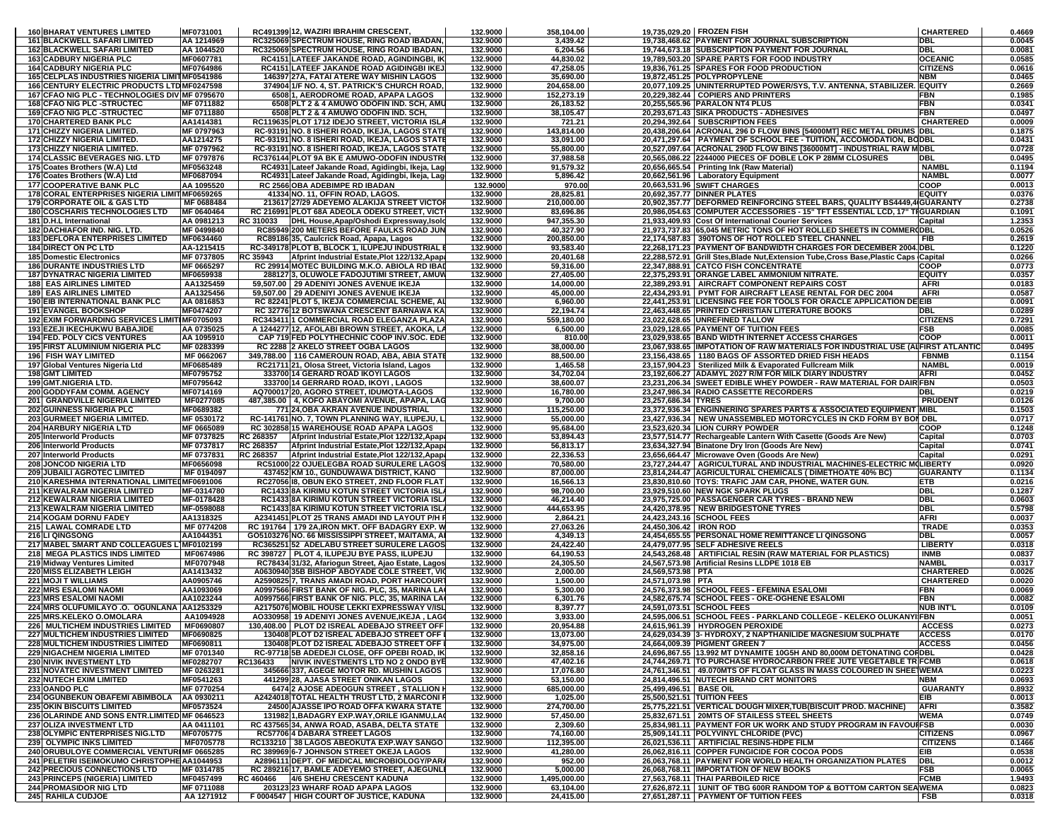| 160 | BHARAT VENTURES LIMITED | MF0731001 | RC491399 | 12, WAZIRI IBRAHIM CRESCENT, | 132.9000 | 358,104.00 | 19,735,029.20 | FROZEN FISH | CHARTERED | 0.4669 |
|---|---|---|---|---|---|---|---|---|---|---|
| 161 | BLACKWELL SAFARI LIMITED | AA 1214969 | RC325069 | SPECTRUM HOUSE, RING ROAD IBADAN, | 132.9000 | 3,439.42 | 19,738,468.62 | PAYMENT FOR JOURNAL SUBSCRIPTION | DBL | 0.0045 |
| 162 | BLACKWELL SAFARI LIMITED | AA 1044520 | RC325069 | SPECTRUM HOUSE, RING ROAD IBADAN, | 132.9000 | 6,204.56 | 19,744,673.18 | SUBSCRIPTION PAYMENT FOR JOURNAL | DBL | 0.0081 |
| 163 | CADBURY NIGERIA PLC | MF0607781 | RC4151 | LATEEF JAKANDE ROAD, AGINDINGBI, IK | 132.9000 | 44,830.02 | 19,789,503.20 | SPARE PARTS FOR FOOD INDUSTRY | OCEANIC | 0.0585 |
| 164 | CADBURY NIGERIA PLC | MF0764986 | RC4151 | LATEEF JAKANDE ROAD AGIDINGBI IKEJ | 132.9000 | 47,258.05 | 19,836,761.25 | SPARES FOR FOOD PRODUCTION | CITIZENS | 0.0616 |
| 165 | CELPLAS INDUSTRIES NIGERIA LIMIT | MF0541986 | 146397 | 27A, FATAI ATERE WAY MISHIN LAGOS | 132.9000 | 35,690.00 | 19,872,451.25 | POLYPROPYLENE | NBM | 0.0465 |
| 166 | CENTURY ELECTRIC PRODUCTS LTD | MF0247598 | 374904 | 1/F NO. 4, ST. PATRICK'S CHURCH ROAD, | 132.9000 | 204,658.00 | 20,077,109.25 | UNINTERRUPTED POWER/SYS, T.V. ANTENNA, STABILIZER. | EQUITY | 0.2669 |
| 167 | CFAO NIG PLC - TECHNOLOGIES DIV | MF 0795670 | 6508 | 1, AERODROME ROAD, APAPA LAGOS | 132.9000 | 152,273.19 | 20,229,382.44 | COPIERS AND PRINTERS | FBN | 0.1985 |
| 168 | CFAO NIG PLC -STRUCTEC | MF 0711882 | 6508 | PLT 2 & 4 AMUWO ODOFIN IND. SCH, AMU | 132.9000 | 26,183.52 | 20,255,565.96 | PARALON NT4 PLUS | FBN | 0.0341 |
| 169 | CFAO NIG PLC -STRUCTEC | MF 0711880 | 6508 | PLT 2 & 4 AMUWO ODOFIN IND. SCH, | 132.9000 | 38,105.47 | 20,293,671.43 | SIKA PRODUCTS - ADHESIVES | FBN | 0.0497 |
| 170 | CHARTERED BANK PLC | AA1414381 | RC119635 | PLOT 1712 IDEJO STREET, VICTORIA ISLA | 132.9000 | 721.21 | 20,294,392.64 | SUBSCRIPTION FEES | CHARTERED | 0.0009 |
| 171 | CHIZZY NIGERIA LIMITED. | MF 0797963 | RC-93191 | NO. 8 ISHERI ROAD, IKEJA, LAGOS STATE | 132.9000 | 143,814.00 | 20,438,206.64 | ACRONAL 296 D FLOW BINS [54000MT] REC METAL DRUMS | DBL | 0.1875 |
| 172 | CHIZZY NIGERIA LIMITED. | AA1214275 | RC-93191 | NO. 8 ISHERI ROAD, IKEJA, LAGOS STATE | 132.9000 | 33,091.00 | 20,471,297.64 | PAYMENT OF SCHOOL FEE - TUITION, ACCOMODATION, BO | DBL | 0.0431 |
| 173 | CHIZZY NIGERIA LIMITED. | MF 0797962 | RC-93191 | NO. 8 ISHERI ROAD, IKEJA, LAGOS STATE | 132.9000 | 55,800.00 | 20,527,097.64 | ACRONAL 290D FLOW BINS [36000MT] - INDUSTRIAL RAW M | DBL | 0.0728 |
| 174 | CLASSIC BEVERAGES NIG. LTD | MF 0797876 | RC376144 | PLOT 9A BK E AMUWO-ODOFIN INDUSTRI | 132.9000 | 37,988.58 | 20,565,086.22 | 2244000 PIECES OF DOBLE LOK P 28MM CLOSURES | DBL | 0.0495 |
| 175 | Coates Brothers (W.A) Ltd | MF0563248 | RC4931 | Lateef Jakande Road, Agidingbi, Ikeja, Lag | 132.9000 | 91,579.32 | 20,656,665.54 | Printing Ink (Raw Material) | NAMBL | 0.1194 |
| 176 | Coates Brothers (W.A) Ltd | MF0687094 | RC4931 | Lateef Jakande Road, Agidingbi, Ikeja, Lag | 132.9000 | 5,896.42 | 20,662,561.96 | Laboratory Equipment | NAMBL | 0.0077 |
| 177 | COOPERATIVE BANK PLC | AA 1095520 | RC 2566 | OBA ADEBIMPE RD IBADAN | 132.9000 | 970.00 | 20,663,531.96 | SWIFT CHARGES | COOP | 0.0013 |
| 178 | CORAL ENTERPRISES NIGERIA LIMIT | MF0659265 | 41334 | NO. 11, OFFIN ROAD, LAGOS. | 132.9000 | 28,825.81 | 20,692,357.77 | DINNER PLATES | EQUITY | 0.0376 |
| 179 | CORPORATE OIL & GAS LTD | MF 0688484 | 213617 | 27/29 ADEYEMO ALAKIJA STREET VICTOR | 132.9000 | 210,000.00 | 20,902,357.77 | DEFORMED REINFORCING STEEL BARS, QUALITY BS4449,4 | GUARANTY | 0.2738 |
| 180 | COSCHARIS TECHNOLOGIES LTD | MF 0640464 | RC 216991 | PLOT 68A ADEOLA ODEKU STREET, VICT | 132.9000 | 83,696.86 | 20,986,054.63 | COMPUTER ACCESSORIES - 15" TFT ESSENTIAL LCD, 17" TF | GUARDIAN | 0.1091 |
| 181 | D.H.L International | AA 0981213 | RC 310033 | DHL House,Apap/Oshodi Expressway,Isolo | 132.9000 | 947,355.30 | 21,933,409.93 | Cost Of International Courier Services | Capital | 1.2353 |
| 182 | DACHIAFOR IND. NIG. LTD. | MF 0499840 | RC85949 | 200 METERS BEFORE FAULKS ROAD JUN | 132.9000 | 40,327.90 | 21,973,737.83 | 65,045 METRIC TONS OF HOT ROLLED SHEETS IN COMMER | DBL | 0.0526 |
| 183 | DEFLORA ENTERPRISES LIMITED | MF0634460 | RC89186 | 35, Caulcrick Road, Apapa, Lagos | 132.9000 | 200,850.00 | 22,174,587.83 | 390TONS OF HOT ROLLED STEEL CHANNEL | FIB | 0.2619 |
| 184 | DIRECT ON PC LTD | AA-1215415 | RC-349178 | PLOT B, BLOCK 1, ILUPEJU INDUSTRIAL E | 132.9000 | 93,583.40 | 22,268,171.23 | PAYMENT OF BANDWIDTH CHARGES FOR DECEMBER 2004. | DBL | 0.1220 |
| 185 | Domestic Electronics | MF 0737805 | RC 35943 | Afprint Industrial Estate,Plot 122/132,Apapa | 132.9000 | 20,401.68 | 22,288,572.91 | Grill Stes,Blade Nut,Extension Tube,Cross Base,Plastic Caps | Capital | 0.0266 |
| 186 | DURANTE INDUSTRIES LTD | MF 0665297 | RC 29914 | MOTEC BUILDING M.K.O. ABIOLA RD IBAD | 132.9000 | 59,316.00 | 22,347,888.91 | CATCO FISH CONCENTRATE | COOP | 0.0773 |
| 187 | DYNATRAC NIGERIA LIMITED | MF0659938 | 288127 | 3, OLUWOLE FADOJUTIMI STREET, AMUW | 132.9000 | 27,405.00 | 22,375,293.91 | ORANGE LABEL AMMONIUM NITRATE. | EQUITY | 0.0357 |
| 188 | EAS AIRLINES LIMITED | AA1325459 | 59,507.00 | 29 ADENIYI JONES AVENUE IKEJA | 132.9000 | 14,000.00 | 22,389,293.91 | AIRCRAFT COMPONENT REPAIRS COST | AFRI | 0.0183 |
| 189 | EAS AIRLINES LIMITED | AA1325456 | 59,507.00 | 29 ADENIYI JONES AVENUE IKEJA | 132.9000 | 45,000.00 | 22,434,293.91 | PYMT FOR AIRCRAFT LEASE RENTAL FOR DEC 2004 | AFRI | 0.0587 |
| 190 | EIB INTERNATIONAL BANK PLC | AA 0816853 | RC 82241 | PLOT 5, IKEJA COMMERCIAL SCHEME, AL | 132.9000 | 6,960.00 | 22,441,253.91 | LICENSING FEE FOR TOOLS FOR ORACLE APPLICATION DE | EIB | 0.0091 |
| 191 | EVANGEL BOOKSHOP | MF0474207 | RC 32776 | 12 BOTSWANA CRESCENT BARNAWA KA | 132.9000 | 22,194.74 | 22,463,448.65 | PRINTED CHRISTIAN LITERATURE BOOKS | DBL | 0.0289 |
| 192 | EXIM FORWARDING SERVICES LIMIT | MF0705093 | RC343411 | 1 COMMERCIAL ROAD ELEGANZA PLAZA | 132.9000 | 559,180.00 | 23,022,628.65 | UNREFINED TALLOW | CITIZENS | 0.7291 |
| 193 | EZEJI IKECHUKWU BABAJIDE | AA 0735025 | A 1244277 | 12, AFOLABI BROWN STREET, AKOKA, LA | 132.9000 | 6,500.00 | 23,029,128.65 | PAYMENT OF TUITION FEES | FSB | 0.0085 |
| 194 | FED. POLY CICS VENTURES | AA 1095910 | CAP 719 | FED POLYTHECHNIC COOP INV.SOC. EDE | 132.9000 | 810.00 | 23,029,938.65 | BAND WIDTH INTERNET ACCESS CHARGES | COOP | 0.0011 |
| 195 | FIRST ALUMINIUM NIGERIA PLC | MF 0283399 | RC 2288 | 2 AKELO STREET OGBA LAGOS | 132.9000 | 38,000.00 | 23,067,938.65 | IMPOTATION OF RAW MATERIALS FOR INDUSTRIAL USE (AL | FIRST ATLANTIC | 0.0495 |
| 196 | FISH WAY LIMITED | MF 0662067 | 349,788.00 | 116 CAMEROUN ROAD, ABA, ABIA STATE | 132.9000 | 88,500.00 | 23,156,438.65 | 1180 BAGS OF ASSORTED DRIED FISH HEADS | FBNMB | 0.1154 |
| 197 | Global Ventures Nigeria Ltd | MF0685489 | RC21711 | 21, Olosa Street, Victoria Island, Lagos | 132.9000 | 1,465.58 | 23,157,904.23 | Sterilized Milk & Evaporated Fullcream Milk | NAMBL | 0.0019 |
| 198 | GMT LIMITED | MF0795752 | 333700 | 14 GERARD ROAD IKOYI LAGOS | 132.9000 | 34,702.04 | 23,192,606.27 | ADAMYL 2027 R/M FOR MILK DIARY INDUSTRY | AFRI | 0.0452 |
| 199 | GMT.NIGERIA LTD. | MF0795642 | 333700 | 14 GERRARD ROAD, IKOYI , LAGOS | 132.9000 | 38,600.07 | 23,231,206.34 | SWEET EDIBLE WHEY POWDER - RAW MATERIAL FOR DAIR | FBN | 0.0503 |
| 200 | GODDYFAM COMM. AGENCY | MF0714169 | AQ700017 | 20, AGORO STREET, IDUMOTA-LAGOS | 132.9000 | 16,780.00 | 23,247,986.34 | RADIO CASSETTE RECORDERS | DBL | 0.0219 |
| 201 | GRANDVILLE NIGERIA LIMITED | MF0277085 | 487,385.00 | 4, KOFO ABAYOMI AVENUE, APAPA, LAG | 132.9000 | 9,700.00 | 23,257,686.34 | TYRES | PRUDENT | 0.0126 |
| 202 | GUINNESS NIGERIA PLC | MF0689382 | 771 | 24,OBA AKRAN AVENUE INDUSTRIAL | 132.9000 | 115,250.00 | 23,372,936.34 | ENGINNERING SPARES PARTS & ASSOCIATED EQUIPMENT | MIBL | 0.1503 |
| 203 | GURMEET NIGERIA LIMITED. | MF 0530172 | RC-141761 | NO. 7, TOWN PLANNING WAY, ILUPEJU, L | 132.9000 | 55,000.00 | 23,427,936.34 | NEW UNASSEMBLED MOTORCYCLES IN CKD FORM BY BON | DBL | 0.0717 |
| 204 | HARBURY NIGERIA LTD | MF 0665089 | RC 302858 | 15 WAREHOUSE ROAD APAPA LAGOS | 132.9000 | 95,684.00 | 23,523,620.34 | LION CURRY POWDER | COOP | 0.1248 |
| 205 | Interworld Products | MF 0737825 | RC 268357 | Afprint Industrial Estate,Plot 122/132,Apapa | 132.9000 | 53,894.43 | 23,577,514.77 | Rechargeable Lantern With Casette (Goods Are New) | Capital | 0.0703 |
| 206 | Interworld Products | MF 0737817 | RC 268357 | Afprint Industrial Estate,Plot 122/132,Apapa | 132.9000 | 56,813.17 | 23,634,327.94 | Binatone Dry Iron (Goods Are New) | Capital | 0.0741 |
| 207 | Interworld Products | MF 0737831 | RC 268357 | Afprint Industrial Estate,Plot 122/132,Apapa | 132.9000 | 22,336.53 | 23,656,664.47 | Microwave Oven (Goods Are New) | Capital | 0.0291 |
| 208 | JONCOD NIGERIA LTD | MF0656098 | RC51000 | 22 OJUELEGBA ROAD SURULERE LAGOS | 132.9000 | 70,580.00 | 23,727,244.47 | AGRICULTURAL AND INDUSTRIAL MACHINES-ELECTRIC MO | LIBERTY | 0.0920 |
| 209 | JUBAILI AGROTEC LIMITED | MF 0194097 | 437452 | KM 10., GUNDUWAWA DISTRICT, KANO | 132.9000 | 87,000.00 | 23,814,244.47 | AGRICULTURAL CHEMICALS ( DIMETHOATE 40% BC) | GUARANTY | 0.1134 |
| 210 | KARESHMA INTERNATIONAL LIMITED | MF0691006 | RC27056 | 8, OBUN EKO STREET, 2ND FLOOR FLAT | 132.9000 | 16,566.13 | 23,830,810.60 | TOYS: TRAFIC JAM CAR, PHONE, WATER GUN. | ETB | 0.0216 |
| 211 | KEWALRAM NIGERIA LIMITED | MF-0314780 | RC1433 | 8A KIRIMU KOTUN STREET VICTORIA ISL | 132.9000 | 98,700.00 | 23,929,510.60 | NEW NGK SPARK PLUGS | DBL | 0.1287 |
| 212 | KEWALRAM NIGERIA LIMITED | MF-0178428 | RC1433 | 8A KIRIMU KOTUN STREET VICTORIA ISL | 132.9000 | 46,214.40 | 23,975,725.00 | PASSAGENGER CAR TYRES - BRAND NEW | DBL | 0.0603 |
| 213 | KEWALRAM NIGERIA LIMITED | MF-0598088 | RC1433 | 8A KIRIMU KOTUN STREET VICTORIA ISL | 132.9000 | 444,653.95 | 24,420,378.95 | NEW BRIDGESTONE TYRES | DBL | 0.5798 |
| 214 | KOGAM DORNU FADEY | AA1318325 | A2341451 | PLOT 25 TRANS AMADI IND LAYOUT P/H F | 132.9000 | 2,864.21 | 24,423,243.16 | SCHOOL FEES | AFRI | 0.0037 |
| 215 | LAWAL COMRADE LTD | MF 0774208 | RC 191764 | 179 2A,IRON MKT. OFF BADAGRY EXP. W | 132.9000 | 27,063.26 | 24,450,306.42 | IRON ROD | TRADE | 0.0353 |
| 216 | LI QINGSONG | AA1044351 | GO5103276 | NO. 66 MISSISSIPPI STREET, MAITAMA, A | 132.9000 | 4,349.13 | 24,454,655.55 | PERSONAL HOME REMITTANCE LI QINGSONG | DBL | 0.0057 |
| 217 | MABEL SMART AND COLLEAGUES L | MF0102199 | RC365251 | 52 ADELABU STREET SURULERE LAGOS | 132.9000 | 24,422.40 | 24,479,077.95 | SELF ADHESIVE REELS | LIBERTY | 0.0318 |
| 218 | MEGA PLASTICS INDS LIMITED | MF0674986 | RC 398727 | PLOT 4, ILUPEJU BYE PASS, ILUPEJU | 132.9000 | 64,190.53 | 24,543,268.48 | ARTIFICIAL RESIN (RAW MATERIAL FOR PLASTICS) | INMB | 0.0837 |
| 219 | Midway Ventures Limited | MF0707948 | RC78434 | 31/32, Afariogun Street, Ajao Estate, Lagos | 132.9000 | 24,305.50 | 24,567,573.98 | Artificial Resins LLDPE 1018 EB | NAMBL | 0.0317 |
| 220 | MISS ELIZABETH LEIGH | AA1413432 | A0630940 | 35B BISHOP ABOYADE COLE STREET, VI | 132.9000 | 2,000.00 | 24,569,573.98 | PTA | CHARTERED | 0.0026 |
| 221 | MOJI T WILLIAMS | AA0905746 | A2590825 | 7, TRANS AMADI ROAD, PORT HARCOURT | 132.9000 | 1,500.00 | 24,571,073.98 | PTA | CHARTERED | 0.0020 |
| 222 | MRS ESALOMI NAOMI | AA1093069 | A0997566 | FIRST BANK OF NIG. PLC, 35, MARINA LA | 132.9000 | 5,300.00 | 24,576,373.98 | SCHOOL FEES - EFEMINA ESALOMI | FBN | 0.0069 |
| 223 | MRS ESALOMI NAOMI | AA1023244 | A0997566 | FIRST BANK OF NIG. PLC, 35, MARINA LA | 132.9000 | 6,301.76 | 24,582,675.74 | SCHOOL FEES - OKE-OGHENE ESALOMI | FBN | 0.0082 |
| 224 | MRS OLUFUMILAYO .O. OGUNLANA | AA1253329 | A2175076 | MOBIL HOUSE LEKKI EXPRESSWAY V/ISL | 132.9000 | 8,397.77 | 24,591,073.51 | SCHOOL FEES | NUB INT'L | 0.0109 |
| 225 | MRS.KELEKO O.OMOLARA | AA1094928 | AO330958 | 19 ADENIYI JONES AVENUE,IKEJA , LAG | 132.9000 | 3,933.00 | 24,595,006.51 | SCHOOL FEES - PARKLAND COLLEGE - KELEKO OLUKANYI | FBN | 0.0051 |
| 226 | MULTICHEM INDUSTRIES LIMITED | MF0690807 | 130,408.00 | PLOT D2 ISREAL ADEBAJO STREET OFF | 132.9000 | 20,954.88 | 24,615,961.39 | HYDROGEN PEROXIDE | ACCESS | 0.0273 |
| 227 | MULTICHEM INDUSTRIES LIMITED | MF0690825 | 130408 | PLOT D2 ISREAL ADEBAJO STREET OFF | 132.9000 | 13,073.00 | 24,629,034.39 | 3- HYDROXY, 2 NAPTHANILIDE MAGNESIUM SULPHATE | ACCESS | 0.0170 |
| 228 | MULTICHEM INDUSTRIES LIMITED | MF0690811 | 130408 | PLOT D2 ISREAL ADEBAJO STREET OFF | 132.9000 | 34,975.00 | 24,664,009.39 | PIGMENT GREEN 7 | ACCESS | 0.0456 |
| 229 | NIGACHEM NIGERIA LIMITED | MF 0701340 | RC-97718 | 5B ADEDEJI CLOSE, OFF OPEBI ROAD, IK | 132.9000 | 32,858.16 | 24,696,867.55 | 13.992 MT DYNAMITE 10G5H AND 80,000M DETONATING COR | DBL | 0.0428 |
| 230 | NIVIK INVESTMENT LTD | MF0282707 | RC136433 | NIVIK INVESTMENTS LTD NO 2 ONDO BYE | 132.9000 | 47,402.16 | 24,744,269.71 | TO PURCHASE HYDROCARBON FREE JUTE VEGETABLE TR | FCMB | 0.0618 |
| 231 | NOVATEC INVESTMENT LIMITED | MF 0263281 | 345666 | 337, AGEGE MOTOR RD. MUSHIN LAGOS | 132.9000 | 17,076.80 | 24,761,346.51 | 49.070MTS OF FLOAT GLASS IN MASS COLOURED IN SHEET | WEMA | 0.0223 |
| 232 | NUTECH EXIM LIMITED | MF0541263 | 441299 | 28, AJASA STREET ONIKAN LAGOS | 132.9000 | 53,150.00 | 24,814,496.51 | NUTECH BRAND CRT MONITORS | NBM | 0.0693 |
| 233 | OANDO PLC | MF 0770254 | 6474 | 2 AJOSE ADEOGUN STREET , STALLION H | 132.9000 | 685,000.00 | 25,499,496.51 | BASE OIL | GUARANTY | 0.8932 |
| 234 | OGUNBEKUN OBAFEMI ABIMBOLA | AA 0930211 | A2424018 | TOTAL HEALTH TRUST LTD, 2 MARCONI F | 132.9000 | 1,025.00 | 25,500,521.51 | TUITION FEES | EIB | 0.0013 |
| 235 | OKIN BISCUITS LIMITED | MF0573524 | 24500 | AJASSE IPO ROAD OFFA KWARA STATE | 132.9000 | 274,700.00 | 25,775,221.51 | VERTICAL DOUGH MIXER,TUB(BISCUIT PROD. MACHINE) | AFRI | 0.3582 |
| 236 | OLARINDE AND SONS ENTR.LIMITED | MF 0646523 | 131982 | 1,BADAGRY EXP.WAY,ORILE IGANMU,LA | 132.9000 | 57,450.00 | 25,832,671.51 | 20MTS OF STAILESS STEEL SHEETS | WEMA | 0.0749 |
| 237 | OLIZA INVESTMENT LTD | AA 0411101 | RC 437565 | 34, ANWA ROAD, ASABA, DELTA STATE | 132.9000 | 2,309.60 | 25,834,981.11 | PAYMENT FOR UK WORK AND STUDY PROGRAM IN FAVOUR | FSB | 0.0030 |
| 238 | OLYMPIC ENTERPRISES NIG.LTD | MF0705775 | RC57706 | 4 DABARA STREET LAGOS | 132.9000 | 74,160.00 | 25,909,141.11 | POLYVINYL CHLORIDE (PVC) | CITIZENS | 0.0967 |
| 239 | OLYMPIC INKS LIMITED | MF0705778 | RC133210 | 38 LAGOS ABEOKUTA EXP.WAY SANGO | 132.9000 | 112,395.00 | 26,021,536.11 | ARTIFICIAL RESINS-HDPE FILM | CITIZENS | 0.1466 |
| 240 | ORUBULOYE COMMERCIAL VENTURI | MF 0665285 | RC 389969 | 6-7 JOHNSON STREET OKEJA LAGOS | 132.9000 | 41,280.00 | 26,062,816.11 | COPPER FUNGICIDE FOR COCOA PODS | EIB | 0.0538 |
| 241 | PELETIRI ISEIMOKUMO CHRISTOPHE | AA1044953 | A2896111 | DEPT. OF MEDICAL MICROBIOLOGY/PARA | 132.9000 | 952.00 | 26,063,768.11 | PAYMENT FOR WORLD HEALTH ORGANIZATION PLATES | DBL | 0.0012 |
| 242 | PRECIOUS CONNECTIONS LTD | MF 0314785 | RC 289216 | 17, BAMLE ADEYEMO STREET, AJEGUNLE | 132.9000 | 5,000.00 | 26,068,768.11 | IMPORTATION OF NEW BOOKS | FSB | 0.0065 |
| 243 | PRINCEPS (NIGERIA) LIMITED | MF0457499 | RC 460466 | 4/6 SHEHU CRESCENT KADUNA | 132.9000 | 1,495,000.00 | 27,563,768.11 | THAI PARBOILED RICE | FCMB | 1.9493 |
| 244 | PROMASIDOR NIG LTD | MF 0711088 | 203123 | 23 WHARF ROAD APAPA LAGOS | 132.9000 | 63,104.00 | 27,626,872.11 | 1UNIT OF TBG 600R RANDOM TOP & BOTTOM CARTON SEA | WEMA | 0.0823 |
| 245 | RAHILA CUDJOE | AA 1271912 | F 0004547 | HIGH COURT OF JUSTICE, KADUNA | 132.9000 | 24,415.00 | 27,651,287.11 | PAYMENT OF TUITION FEES | FSB | 0.0318 |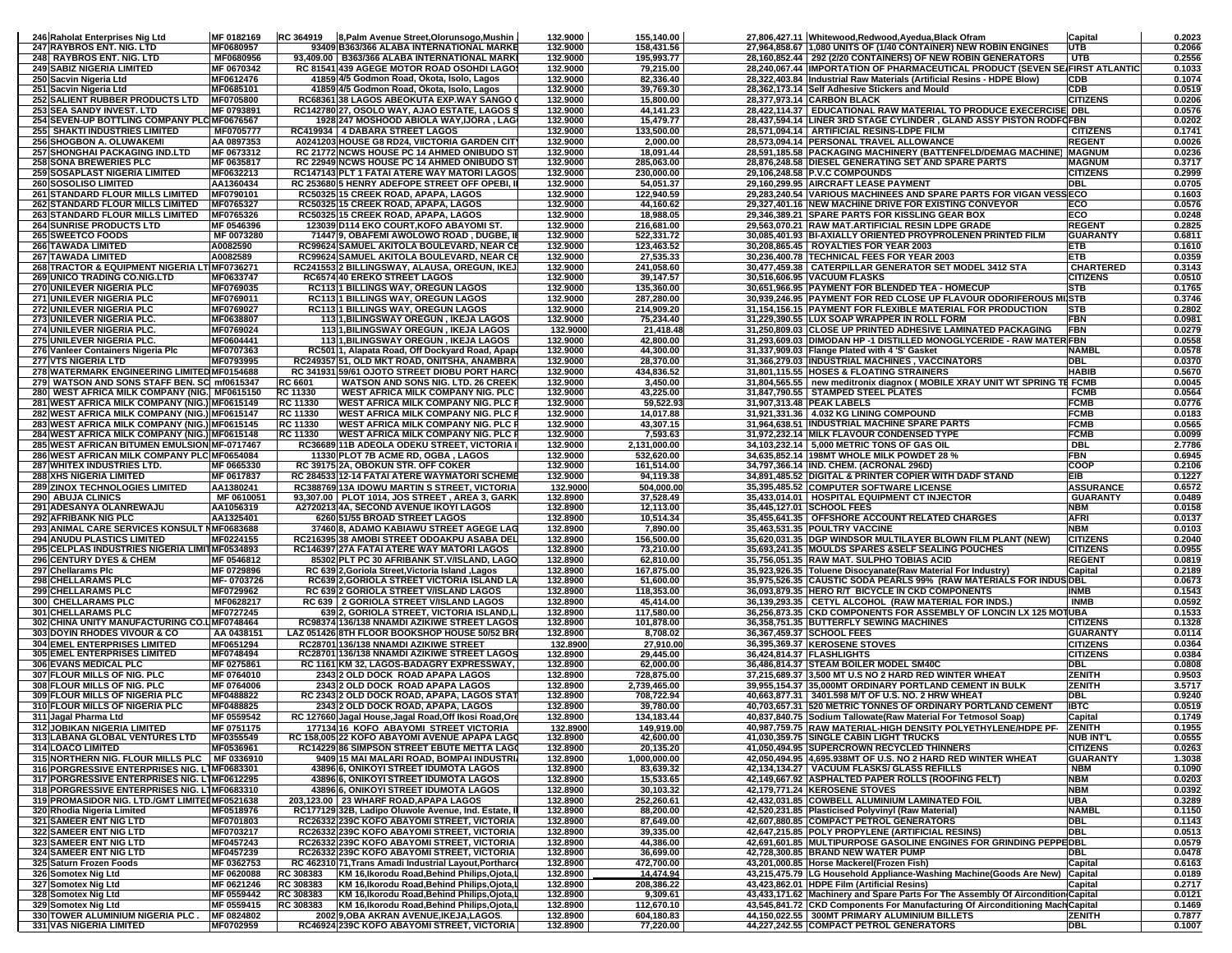| | | | | | | | | |
|---|---|---|---|---|---|---|---|---|
| 246 | Raholat Enterprises Nig Ltd | MF 0182169 | RC 364919 8,Palm Avenue Street,Olorunsogo,Mushin | 132.9000 | 155,140.00 | 27,806,427.11 Whitewood,Redwood,Ayedua,Black Ofram | Capital | 0.2023 |
| 247 | RAYBROS ENT. NIG. LTD | MF0680957 | 93409 B363/366 ALABA INTERNATIONAL MARKE | 132.9000 | 158,431.56 | 27,964,858.67 1,080 UNITS OF (1/40 CONTAINER) NEW ROBIN ENGINES | UTB | 0.2066 |
| 248 | RAYBROS ENT. NIG. LTD | MF0680956 | 93,409.00 B363/366 ALABA INTERNATIONAL MARK | 132.9000 | 195,993.77 | 28,160,852.44 292 (2/20 CONTAINERS) OF NEW ROBIN GENERATORS | UTB | 0.2556 |
| 249 | SABIZ NIGERIA LIMITED | MF 0670342 | RC 81541 439 AGEGE MOTOR ROAD OSOHDI LAGOS | 132.9000 | 79,215.00 | 28,240,067.44 IMPORTATION OF PHARMACEUTICAL PRODUCT (SEVEN SE | FIRST ATLANTIC | 0.1033 |
| 250 | Sacvin Nigeria Ltd | MF0612476 | 41859 4/5 Godmon Road, Okota, Isolo, Lagos | 132.9000 | 82,336.40 | 28,322,403.84 Industrial Raw Materials (Artificial Resins - HDPE Blow) | CDB | 0.1074 |
| 251 | Sacvin Nigeria Ltd | MF0685101 | 41859 4/5 Godmon Road, Okota, Isolo, Lagos | 132.9000 | 39,769.30 | 28,362,173.14 Self Adhesive Stickers and Mould | CDB | 0.0519 |
| 252 | SALIENT RUBBER PRODUCTS LTD | MF0705800 | RC68361 38 LAGOS ABEOKUTA EXP.WAY SANGO | 132.9000 | 15,800.00 | 28,377,973.14 CARBON BLACK | CITIZENS | 0.0206 |
| 253 | SEA SANDY INVEST. LTD | MF 0793891 | RC142780 27, OSOLO WAY, AJAO ESTATE, LAGOS S | 132.9000 | 44,141.23 | 28,422,114.37 EDUCATIONAL RAW MATERIAL TO PRODUCE EXECERCISE | DBL | 0.0576 |
| 254 | SEVEN-UP BOTTLING COMPANY PLC | MF0676567 | 1928 247 MOSHOOD ABIOLA WAY,IJORA , LAG | 132.9000 | 15,479.77 | 28,437,594.14 LINER 3RD STAGE CYLINDER , GLAND ASSY PISTON RODF | FBN | 0.0202 |
| 255 | SHAKTI INDUSTRIES LIMITED | MF0705777 | RC419934 4 DABARA STREET LAGOS | 132.9000 | 133,500.00 | 28,571,094.14 ARTIFICIAL RESINS-LDPE FILM | CITIZENS | 0.1741 |
| 256 | SHOGBON A. OLUWAKEMI | AA 0897353 | A0241203 HOUSE G8 RD24, VIICTORIA GARDEN CITY | 132.9000 | 2,000.00 | 28,573,094.14 PERSONAL TRAVEL ALLOWANCE | REGENT | 0.0026 |
| 257 | SHONGHAI PACKAGING IND.LTD | MF 0673312 | RC 21772 NCWS HOUSE PC 14 AHMED ONIBUDO ST | 132.9000 | 18,091.44 | 28,591,185.58 PACKAGING MACHINERY (BATTENFELD/DEMAG MACHINE) | MAGNUM | 0.0236 |
| 258 | SONA BREWERIES PLC | MF 0635817 | RC 22949 NCWS HOUSE PC 14 AHMED ONIBUDO ST | 132.9000 | 285,063.00 | 28,876,248.58 DIESEL GENERATING SET AND SPARE PARTS | MAGNUM | 0.3717 |
| 259 | SOSAPLAST NIGERIA LIMITED | MF0632213 | RC147143 PLT 1 FATAI ATERE WAY MATORI LAGOS | 132.9000 | 230,000.00 | 29,106,248.58 P.V.C COMPOUNDS | CITIZENS | 0.2999 |
| 260 | SOSOLISO LIMITED | AA1360434 | RC 253680 5 HENRY ADEFOPE STREET OFF OPEBI, I | 132.9000 | 54,051.37 | 29,160,299.95 AIRCRAFT LEASE PAYMENT | DBL | 0.0705 |
| 261 | STANDARD FLOUR MILLS LIMITED | MF0790101 | RC50325 15 CREEK ROAD, APAPA, LAGOS | 132.9000 | 122,940.59 | 29,283,240.54 VARIOUS MACHINEES AND SPARE PARTS FOR VIGAN VESS | ECO | 0.1603 |
| 262 | STANDARD FLOUR MILLS LIMITED | MF0765327 | RC50325 15 CREEK ROAD, APAPA, LAGOS | 132.9000 | 44,160.62 | 29,327,401.16 NEW MACHINE DRIVE FOR EXISTING CONVEYOR | ECO | 0.0576 |
| 263 | STANDARD FLOUR MILLS LIMITED | MF0765326 | RC50325 15 CREEK ROAD, APAPA, LAGOS | 132.9000 | 18,988.05 | 29,346,389.21 SPARE PARTS FOR KISSLING GEAR BOX | ECO | 0.0248 |
| 264 | SUNRISE PRODUCTS LTD | MF 0546396 | 123039 D114 EKO COURT,KOFO ABAYOMI ST. | 132.9000 | 216,681.00 | 29,563,070.21 RAW MAT.ARTIFICIAL RESIN LDPE GRADE | REGENT | 0.2825 |
| 265 | SWEETCO FOODS | MF 0073280 | 71447 9, OBAFEMI AWOLOWO ROAD , DUGBE, I | 132.9000 | 522,331.72 | 30,085,401.93 BI-AXIALLY ORIENTED PROYPROLENEN PRINTED FILM | GUARANTY | 0.6811 |
| 266 | TAWADA LIMITED | A0082590 | RC99624 SAMUEL AKITOLA BOULEVARD, NEAR CE | 132.9000 | 123,463.52 | 30,208,865.45 ROYALTIES FOR YEAR 2003 | ETB | 0.1610 |
| 267 | TAWADA LIMITED | A0082589 | RC99624 SAMUEL AKITOLA BOULEVARD, NEAR CE | 132.9000 | 27,535.33 | 30,236,400.78 TECHNICAL FEES FOR YEAR 2003 | ETB | 0.0359 |
| 268 | TRACTOR & EQUIPMENT NIGERIA LT | MF0736271 | RC241553 2 BILLINGSWAY, ALAUSA, OREGUN, IKEJ | 132.9000 | 241,058.60 | 30,477,459.38 CATERPILLAR GENERATOR SET MODEL 3412 STA | CHARTERED | 0.3143 |
| 269 | UNICO TRADING CO.NIG.LTD | MF0633747 | RC6574 40 EREKO STREET LAGOS | 132.9000 | 39,147.57 | 30,516,606.95 VACUUM FLASKS | CITIZENS | 0.0510 |
| 270 | UNILEVER NIGERIA PLC | MF0769035 | RC113 1 BILLINGS WAY, OREGUN LAGOS | 132.9000 | 135,360.00 | 30,651,966.95 PAYMENT FOR BLENDED TEA - HOMECUP | STB | 0.1765 |
| 271 | UNILEVER NIGERIA PLC | MF0769011 | RC113 1 BILLINGS WAY, OREGUN LAGOS | 132.9000 | 287,280.00 | 30,939,246.95 PAYMENT FOR RED CLOSE UP FLAVOUR ODORIFEROUS MI | STB | 0.3746 |
| 272 | UNILEVER NIGERIA PLC | MF0769027 | RC113 1 BILLINGS WAY, OREGUN LAGOS | 132.9000 | 214,909.20 | 31,154,156.15 PAYMENT FOR FLEXIBLE MATERIAL FOR PRODUCTION | STB | 0.2802 |
| 273 | UNILEVER NIGERIA PLC. | MF0638807 | 113 1,BILINGSWAY OREGUN , IKEJA LAGOS | 132.9000 | 75,234.40 | 31,229,390.55 LUX SOAP WRAPPER IN ROLL FORM | FBN | 0.0981 |
| 274 | UNILEVER NIGERIA PLC. | MF0769024 | 113 1,BILINGSWAY OREGUN , IKEJA LAGOS | 132.9000 | 21,418.48 | 31,250,809.03 CLOSE UP PRINTED ADHESIVE LAMINATED PACKAGING | FBN | 0.0279 |
| 275 | UNILEVER NIGERIA PLC. | MF0604441 | 113 1,BILINGSWAY OREGUN , IKEJA LAGOS | 132.9000 | 42,800.00 | 31,293,609.03 DIMODAN HP -1 DISTILLED MONOGLYCERIDE - RAW MATER | FBN | 0.0558 |
| 276 | Vanleer Containers Nigeria Plc | MF0707363 | RC501 1, Alapata Road, Off Dockyard Road, Apapa | 132.9000 | 44,300.00 | 31,337,909.03 Flange Plated with 4 'S' Gasket | NAMBL | 0.0578 |
| 277 | VTS NIGERIA LTD | MF0793995 | RC249357 51, OLD MKT ROAD, ONITSHA, ANAMBRA | 132.9000 | 28,370.00 | 31,366,279.03 INDUSTRIAL MACHINES , VACCINATORS | DBL | 0.0370 |
| 278 | WATERMARK ENGINEERING LIMITED | MF0154688 | RC 341931 59/61 OJOTO STREET DIOBU PORT HARC | 132.9000 | 434,836.52 | 31,801,115.55 HOSES & FLOATING STRAINERS | HABIB | 0.5670 |
| 279 | WATSON AND SONS STAFF BEN. SC | mf0615347 | RC 6601 WATSON AND SONS NIG. LTD. 26 CREEK | 132.9000 | 3,450.00 | 31,804,565.55 new meditronix diagnox ( MOBILE XRAY UNIT WT SPRING TE | FCMB | 0.0045 |
| 280 | WEST AFRICA MILK COMPANY (NIG.) | MF0615150 | RC 11330 WEST AFRICA MILK COMPANY NIG. PLC | 132.9000 | 43,225.00 | 31,847,790.55 STAMPED STEEL PLATES | FCMB | 0.0564 |
| 281 | WEST AFRICA MILK COMPANY (NIG.) | MF0615149 | RC 11330 WEST AFRICA MILK COMPANY NIG. PLC F | 132.9000 | 59,522.93 | 31,907,313.48 PEAK LABELS | FCMB | 0.0776 |
| 282 | WEST AFRICA MILK COMPANY (NIG.) | MF0615147 | RC 11330 WEST AFRICA MILK COMPANY NIG. PLC F | 132.9000 | 14,017.88 | 31,921,331.36 4.032 KG LINING COMPOUND | FCMB | 0.0183 |
| 283 | WEST AFRICA MILK COMPANY (NIG.) | MF0615145 | RC 11330 WEST AFRICA MILK COMPANY NIG. PLC F | 132.9000 | 43,307.15 | 31,964,638.51 INDUSTRIAL MACHINE SPARE PARTS | FCMB | 0.0565 |
| 284 | WEST AFRICA MILK COMPANY (NIG.) | MF0615148 | RC 11330 WEST AFRICA MILK COMPANY NIG. PLC F | 132.9000 | 7,593.63 | 31,972,232.14 MILK FLAVOUR CONDENSED TYPE | FCMB | 0.0099 |
| 285 | WEST AFRICAN BITUMEN EMULSION | MF-0717467 | RC36689 11B ADEOLA ODEKU STREET, VICTORIA I | 132.9000 | 2,131,000.00 | 34,103,232.14 5,000 METRIC TONS OF GAS OIL | DBL | 2.7786 |
| 286 | WEST AFRICAN MILK COMPANY PLC | MF0654084 | 11330 PLOT 7B ACME RD, OGBA , LAGOS | 132.9000 | 532,620.00 | 34,635,852.14 198MT WHOLE MILK POWDET 28 % | FBN | 0.6945 |
| 287 | WHITEX INDUSTRIES LTD. | MF 0665330 | RC 39175 2A, OBOKUN STR. OFF COKER | 132.9000 | 161,514.00 | 34,797,366.14 IND. CHEM. (ACRONAL 296D) | COOP | 0.2106 |
| 288 | XHS NIGERIA LIMITED | MF 0617837 | RC 284533 12-14 FATAI ATERE WAYMATORI SCHEME | 132.9000 | 94,119.38 | 34,891,485.52 DIGITAL & PRINTER COPIER WITH DADF STAND | EIB | 0.1227 |
| 289 | ZINOX TECHNOLOGIES LIMITED | AA1380241 | RC388769 13A IDOWU MARTIN S STREET, VICTORIA | 132.9000 | 504,000.00 | 35,395,485.52 COMPUTER SOFTWARE LICENSE | ASSURANCE | 0.6572 |
| 290 | ABUJA CLINICS | MF 0610051 | 93,307.00 PLOT 1014, JOS STREET , AREA 3, GARK | 132.8900 | 37,528.49 | 35,433,014.01 HOSPITAL EQUIPMENT CT INJECTOR | GUARANTY | 0.0489 |
| 291 | ADESANYA OLANREWAJU | AA1056319 | A2720213 4A, SECOND AVENUE IKOYI LAGOS | 132.8900 | 12,113.00 | 35,445,127.01 SCHOOL FEES | NBM | 0.0158 |
| 292 | AFRIBANK NIG PLC | AA1325401 | 6260 51/55 BROAD STREET LAGOS | 132.8900 | 10,514.34 | 35,455,641.35 OFFSHORE ACCOUNT RELATED CHARGES | AFRI | 0.0137 |
| 293 | ANIMAL CARE SERVICES KONSULT N | MF0626688 | 37460 8, ADAMO KABIAWU STREET AGEGE LAG | 132.8900 | 7,890.00 | 35,463,531.35 POULTRY VACCINE | NBM | 0.0103 |
| 294 | ANUDU PLASTICS LIMITED | MF0224155 | RC216395 38 AMOBI STREET ODOAKPU ASABA DEL | 132.8900 | 156,500.00 | 35,620,031.35 DGP WINDSOR MULTILAYER BLOWN FILM PLANT (NEW) | CITIZENS | 0.2040 |
| 295 | CELPLAS INDUSTRIES NIGERIA LIMIT | MF0534893 | RC146397 27A FATAI ATERE WAY MATORI LAGOS | 132.8900 | 73,210.00 | 35,693,241.35 MOULDS SPARES &SELF SEALING POUCHES | CITIZENS | 0.0955 |
| 296 | CENTURY DYES & CHEM | MF 0546812 | 85302 PLT PC 30 AFRIBANK ST.V/ISLAND, LAGO | 132.8900 | 62,810.00 | 35,756,051.35 RAW MAT. SULPHO TOBIAS ACID | REGENT | 0.0819 |
| 297 | Chellarams Plc | MF 0729896 | RC 639 2,Goriola Street,Victoria Island ,Lagos | 132.8900 | 167,875.00 | 35,923,926.35 Toluene Disocyanate(Raw Material For Industry) | Capital | 0.2189 |
| 298 | CHELLARAMS PLC | MF- 0703726 | RC639 2,GORIOLA STREET VICTORIA ISLAND LA | 132.8900 | 51,600.00 | 35,975,526.35 CAUSTIC SODA PEARLS 99% (RAW MATERIALS FOR INDUS | DBL | 0.0673 |
| 299 | CHELLARAMS PLC | MF0729962 | RC 639 2 GORIOLA STREET V/ISLAND LAGOS | 132.8900 | 118,353.00 | 36,093,879.35 HERO R/T BICYCLE IN CKD COMPONENTS | INMB | 0.1543 |
| 300 | CHELLARAMS PLC | MF0628217 | RC 639 2 GORIOLA STREET V/ISLAND LAGOS | 132.8900 | 45,414.00 | 36,139,293.35 CETYL ALCOHOL (RAW MATERIAL FOR INDS.) | INMB | 0.0592 |
| 301 | CHELLARAMS PLC | MF0727245 | 639 2, GORIOLA STREET, VICTORIA ISLAND,L | 132.8900 | 117,580.00 | 36,256,873.35 CKD COMPONENTS FOR ASSEMBLY OF LONCIN LX 125 MOT | UBA | 0.1533 |
| 302 | CHINA UNITY MANUFACTURING CO.L | MF0748464 | RC98374 136/138 NNAMDI AZIKIWE STREET LAGOS | 132.8900 | 101,878.00 | 36,358,751.35 BUTTERFLY SEWING MACHINES | CITIZENS | 0.1328 |
| 303 | DOYIN RHODES VIVOUR & CO | AA 0438151 | LAZ 051426 8TH FLOOR BOOKSHOP HOUSE 50/52 BR | 132.8900 | 8,708.02 | 36,367,459.37 SCHOOL FEES | GUARANTY | 0.0114 |
| 304 | EMEL ENTERPRISES LIMITED | MF0651294 | RC28701 136/138 NNAMDI AZIKIWE STREET | 132.8900 | 27,910.00 | 36,395,369.37 KEROSENE STOVES | CITIZENS | 0.0364 |
| 305 | EMEL ENTERPRISES LIMITED | MF0748494 | RC28701 136/138 NNAMDI AZIKIWE STREET LAGOS | 132.8900 | 29,445.00 | 36,424,814.37 FLASHLIGHTS | CITIZENS | 0.0384 |
| 306 | EVANS MEDICAL PLC | MF 0275861 | RC 1161 KM 32, LAGOS-BADAGRY EXPRESSWAY, | 132.8900 | 62,000.00 | 36,486,814.37 STEAM BOILER MODEL SM40C | DBL | 0.0808 |
| 307 | FLOUR MILLS OF NIG. PLC | MF 0764010 | 2343 2 OLD DOCK ROAD APAPA LAGOS | 132.8900 | 728,875.00 | 37,215,689.37 3,500 MT U.S NO 2 HARD RED WINTER WHEAT | ZENITH | 0.9503 |
| 308 | FLOUR MILLS OF NIG. PLC | MF 0764006 | 2343 2 OLD DOCK ROAD APAPA LAGOS | 132.8900 | 2,739,465.00 | 39,955,154.37 35,000MT ORDINARY PORTLAND CEMENT IN BULK | ZENITH | 3.5717 |
| 309 | FLOUR MILLS OF NIGERIA PLC | MF0488822 | RC 2343 2 OLD DOCK ROAD, APAPA, LAGOS STAT | 132.8900 | 708,722.94 | 40,663,877.31 3401.598 M/T OF U.S. NO. 2 HRW WHEAT | DBL | 0.9240 |
| 310 | FLOUR MILLS OF NIGERIA PLC | MF0488825 | 2343 2 OLD DOCK ROAD, APAPA, LAGOS | 132.8900 | 39,780.00 | 40,703,657.31 520 METRIC TONNES OF ORDINARY PORTLAND CEMENT | IBTC | 0.0519 |
| 311 | Jagal Pharma Ltd | MF 0559542 | RC 127660 Jagal House,Jagal Road,Off Ikosi Road,Ore | 132.8900 | 134,183.44 | 40,837,840.75 Sodium Tallowate(Raw Material For Tetmosol Soap) | Capital | 0.1749 |
| 312 | JOBIKAN NIGERIA LIMITED | MF 0751175 | 177134 16 KOFO ABAYOMI STREET VICTORIA | 132.8900 | 149,919.00 | 40,987,759.75 RAW MATERIAL-HIGH DENSITY POLYETHYLENE/HDPE PF- | ZENITH | 0.1955 |
| 313 | LABANA GLOBAL VENTURES LTD | MF0355549 | RC 158,005 22 KOFO ABAYOMI AVENUE APAPA LAGO | 132.8900 | 42,600.00 | 41,030,359.75 SINGLE CABIN LIGHT TRUCKS | NUB INT'L | 0.0555 |
| 314 | LOACO LIMITED | MF0536961 | RC14229 86 SIMPSON STREET EBUTE METTA LAGO | 132.8900 | 20,135.20 | 41,050,494.95 SUPERCROWN RECYCLED THINNERS | CITIZENS | 0.0263 |
| 315 | NORTHERN NIG. FLOUR MILLS PLC | MF 0336910 | 9409 15 MAI MALARI ROAD, BOMPAI INDUSTRIA | 132.8900 | 1,000,000.00 | 42,050,494.95 4,695.938MT OF U.S. NO 2 HARD RED WINTER WHEAT | GUARANTY | 1.3038 |
| 316 | PORGRESSIVE ENTERPRISES NIG. LT | MF0683301 | 43896 6, ONIKOYI STREET IDUMOTA LAGOS | 132.8900 | 83,639.32 | 42,134,134.27 VACUUM FLASKS/ GLASS REFILLS | NBM | 0.1090 |
| 317 | PORGRESSIVE ENTERPRISES NIG. LT | MF0612295 | 43896 6, ONIKOYI STREET IDUMOTA LAGOS | 132.8900 | 15,533.65 | 42,149,667.92 ASPHALTED PAPER ROLLS (ROOFING FELT) | NBM | 0.0203 |
| 318 | PORGRESSIVE ENTERPRISES NIG. LT | MF0683310 | 43896 6, ONIKOYI STREET IDUMOTA LAGOS | 132.8900 | 30,103.32 | 42,179,771.24 KEROSENE STOVES | NBM | 0.0392 |
| 319 | PROMASIDOR NIG. LTD./GMT LIMITED | MF0521638 | 203,123.00 23 WHARF ROAD,APAPA LAGOS | 132.8900 | 252,260.61 | 42,432,031.85 COWBELL ALUMINIUM LAMINATED FOIL | UBA | 0.3289 |
| 320 | Rhodia Nigeria Limited | MF0518976 | RC177129 32B, Ladipo Oluwole Avenue, Ind. Estate, I | 132.8900 | 88,200.00 | 42,520,231.85 Plasticised Polyvinyl (Raw Material) | NAMBL | 0.1150 |
| 321 | SAMEER ENT NIG LTD | MF0701803 | RC26332 239C KOFO ABAYOMI STREET, VICTORIA | 132.8900 | 87,649.00 | 42,607,880.85 COMPACT PETROL GENERATORS | DBL | 0.1143 |
| 322 | SAMEER ENT NIG LTD | MF0703217 | RC26332 239C KOFO ABAYOMI STREET, VICTORIA | 132.8900 | 39,335.00 | 42,647,215.85 POLY PROPYLENE (ARTIFICIAL RESINS) | DBL | 0.0513 |
| 323 | SAMEER ENT NIG LTD | MF0457243 | RC26332 239C KOFO ABAYOMI STREET, VICTORIA | 132.8900 | 44,386.00 | 42,691,601.85 MULTIPURPOSE GASOLINE ENGINES FOR GRINDING PEPPE | DBL | 0.0579 |
| 324 | SAMEER ENT NIG LTD | MF0457239 | RC26332 239C KOFO ABAYOMI STREET, VICTORIA | 132.8900 | 36,699.00 | 42,728,300.85 BRAND NEW WATER PUMP | DBL | 0.0478 |
| 325 | Saturn Frozen Foods | MF 0362753 | RC 462310 71,Trans Amadi Industrial Layout,Portharc | 132.8900 | 472,700.00 | 43,201,000.85 Horse Mackerel(Frozen Fish) | Capital | 0.6163 |
| 326 | Somotex Nig Ltd | MF 0620088 | RC 308383 KM 16,Ikorodu Road,Behind Philips,Ojota,L | 132.8900 | 14,474.94 | 43,215,475.79 LG Household Appliance-Washing Machine(Goods Are New) | Capital | 0.0189 |
| 327 | Somotex Nig Ltd | MF 0621246 | RC 308383 KM 16,Ikorodu Road,Behind Philips,Ojota,L | 132.8900 | 208,386.22 | 43,423,862.01 HDPE Film (Artificial Resins) | Capital | 0.2717 |
| 328 | Somotex Nig Ltd | MF 0559442 | RC 308383 KM 16,Ikorodu Road,Behind Philips,Ojota,L | 132.8900 | 9,309.61 | 43,433,171.62 Machinery and Spare Parts For The Assembly Of Aircondition | Capital | 0.0121 |
| 329 | Somotex Nig Ltd | MF 0559415 | RC 308383 KM 16,Ikorodu Road,Behind Philips,Ojota,L | 132.8900 | 112,670.10 | 43,545,841.72 CKD Components For Manufacturing Of Airconditioning Mach | Capital | 0.1469 |
| 330 | TOWER ALUMINIUM NIGERIA PLC . | MF 0824802 | 2002 9,OBA AKRAN AVENUE,IKEJA,LAGOS. | 132.8900 | 604,180.83 | 44,150,022.55 300MT PRIMARY ALUMINIUM BILLETS | ZENITH | 0.7877 |
| 331 | VAS NIGERIA LIMITED | MF0702959 | RC46924 239C KOFO ABAYOMI STREET, VICTORIA | 132.8900 | 77,220.00 | 44,227,242.55 COMPACT PETROL GENERATORS | DBL | 0.1007 |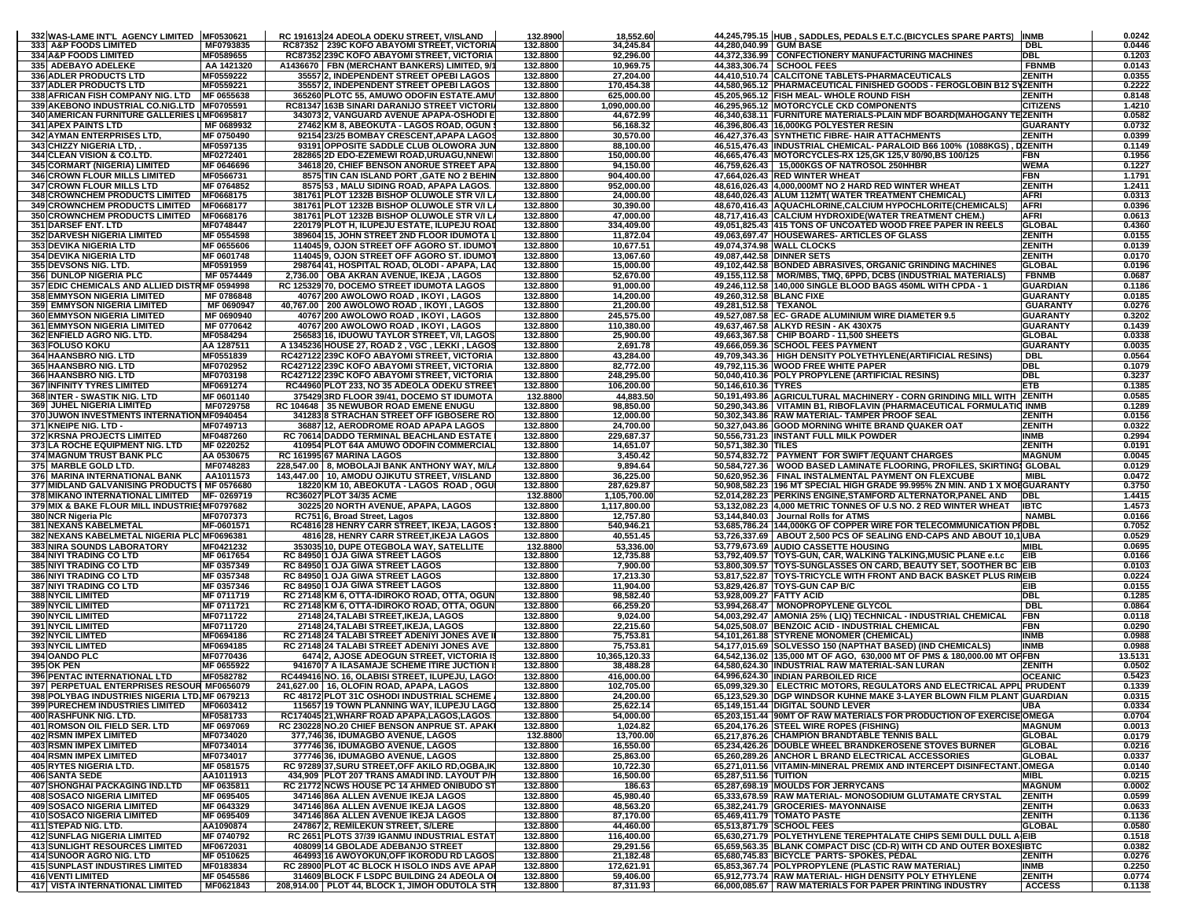| | | | | | | | | | |
|---|---|---|---|---|---|---|---|---|---|
| 332 | WAS-LAME INT'L AGENCY LIMITED | MF0530621 | RC 191613 24 ADEOLA ODEKU STREET, V/ISLAND | 132.8900 | 18,552.60 | 44,245,795.15 | HUB , SADDLES, PEDALS E.T.C.(BICYCLES SPARE PARTS) | INMB | 0.0242 |
| 333 | A&P FOODS LIMITED | MF0793835 | RC87352 239C KOFO ABAYOMI STREET, VICTORIA | 132.8800 | 34,245.84 | 44,280,040.99 | GUM BASE | DBL | 0.0446 |
| 334 | A&P FOODS LIMITED | MF0589655 | RC87352 239C KOFO ABAYOMI STREET, VICTORIA | 132.8800 | 92,296.00 | 44,372,336.99 | CONFECTIONERY MANUFACTURING MACHINES | DBL | 0.1203 |
| 335 | ADEBAYO ADELEKE | AA 1421320 | A1436670 FBN (MERCHANT BANKERS) LIMITED, 9/1 | 132.8800 | 10,969.75 | 44,383,306.74 | SCHOOL FEES | FBNMB | 0.0143 |
| 336 | ADLER PRODUCTS LTD | MF0559222 | 35557 2, INDEPENDENT STREET OPEBI LAGOS | 132.8800 | 27,204.00 | 44,410,510.74 | CALCITONE TABLETS-PHARMACEUTICALS | ZENITH | 0.0355 |
| 337 | ADLER PRODUCTS LTD | MF0559221 | 35557 2, INDEPENDENT STREET OPEBI LAGOS | 132.8800 | 170,454.38 | 44,580,965.12 | PHARMACEUTICAL FINISHED GOODS - FEROGLOBIN B12 SYZENITH | | 0.2222 |
| 338 | AFRICAN FISH COMPANY NIG. LTD | MF 0655638 | 365260 PLOTC 55, AMUWO ODOFIN ESTATE.AMU | 132.8800 | 625,000.00 | 45,205,965.12 | FISH MEAL- WHOLE ROUND FISH | ZENITH | 0.8148 |
| 339 | AKEBONO INDUSTRIAL CO.NIG.LTD | MF0705591 | RC81347 163B SINARI DARANIJO STREET VICTORI | 132.8800 | 1,090,000.00 | 46,295,965.12 | MOTORCYCLE CKD COMPONENTS | CITIZENS | 1.4210 |
| 340 | AMERICAN FURNITURE GALLERIES L | MF0695817 | 343073 2, VANGUARD AVENUE APAPA-OSHODI E | 132.8800 | 44,672.99 | 46,340,638.11 | FURNITURE MATERIALS-PLAIN MDF BOARD(MAHOGANY TE | ZENITH | 0.0582 |
| 341 | APEX PAINTS LTD | MF 0689932 | 27462 KM 8, ABEOKUTA - LAGOS ROAD, OGUN S | 132.8800 | 56,168.32 | 46,396,806.43 | 16,000KG POLYESTER RESIN | GUARANTY | 0.0732 |
| 342 | AYMAN ENTERPRISES LTD, | MF 0750490 | 92154 23/25 BOMBAY CRESCENT,APAPA LAGOS | 132.8800 | 30,570.00 | 46,427,376.43 | SYNTHETIC FIBRE- HAIR ATTACHMENTS | ZENITH | 0.0399 |
| 343 | CHIZZY NIGERIA LTD, . | MF0597135 | 93191 OPPOSITE SADDLE CLUB OLOWORA JUN | 132.8800 | 88,100.00 | 46,515,476.43 | INDUSTRIAL CHEMICAL- PARALOID B66 100% (1088KGS) , D | ZENITH | 0.1149 |
| 344 | CLEAN VISION & CO.LTD. | MF0272401 | 282865 2D EDO-EZEMEWI ROAD,URUAGU,NNEWI | 132.8800 | 150,000.00 | 46,665,476.43 | MOTORCYCLES-RX 125,GK 125,V 80/90,BS 100/125 | FBN | 0.1956 |
| 345 | CORMART (NIGERIA) LIMITED | MF 0646696 | 34618 20, CHIEF BENSON ANORUE STREET APA | 132.8800 | 94,150.00 | 46,759,626.43 | 15,000KGS OF NATROSOL 250HHBR | WEMA | 0.1227 |
| 346 | CROWN FLOUR MILLS LIMITED | MF0566731 | 8575 TIN CAN ISLAND PORT ,GATE NO 2 BEHIN | 132.8800 | 904,400.00 | 47,664,026.43 | RED WINTER WHEAT | FBN | 1.1791 |
| 347 | CROWN FLOUR MILLS LTD | MF 0764852 | 8575 53 , MALU SIDING ROAD, APAPA LAGOS. | 132.8800 | 952,000.00 | 48,616,026.43 | 4,000,000MT NO 2 HARD RED WINTER WHEAT | ZENITH | 1.2411 |
| 348 | CROWNCHEM PRODUCTS LIMITED | MF0668175 | 381761 PLOT 1232B BISHOP OLUWOLE STR V/I L/ | 132.8800 | 24,000.00 | 48,640,026.43 | ALUM 112MT( WATER TREATMENT CHEMICAL) | AFRI | 0.0313 |
| 349 | CROWNCHEM PRODUCTS LIMITED | MF0668177 | 381761 PLOT 1232B BISHOP OLUWOLE STR V/I L/ | 132.8800 | 30,390.00 | 48,670,416.43 | AQUACHLORINE,CALCIUM HYPOCHLORITE(CHEMICALS) | AFRI | 0.0396 |
| 350 | CROWNCHEM PRODUCTS LIMITED | MF0668176 | 381761 PLOT 1232B BISHOP OLUWOLE STR V/I L/ | 132.8800 | 47,000.00 | 48,717,416.43 | CALCIUM HYDROXIDE(WATER TREATMENT CHEM.) | AFRI | 0.0613 |
| 351 | DARSEF ENT. LTD | MF0748447 | 220179 PLOT H, ILUPEJU ESTATE, ILUPEJU ROAD | 132.8800 | 334,409.00 | 49,051,825.43 | 415 TONS OF UNCOATED WOOD FREE PAPER IN REELS | GLOBAL | 0.4360 |
| 352 | DARVESH NIGERIA LIMITED | MF 0554598 | 389604 15, JOHN STREET 2ND FLOOR IDUMOTA L | 132.8800 | 11,872.04 | 49,063,697.47 | HOUSEWARES- ARTICLES OF GLASS | ZENITH | 0.0155 |
| 353 | DEVIKA NIGERIA LTD | MF 0655606 | 114045 9, OJON STREET OFF AGORO ST. IDUMOT | 132.8800 | 10,677.51 | 49,074,374.98 | WALL CLOCKS | ZENITH | 0.0139 |
| 354 | DEVIKA NIGERIA LTD | MF 0601748 | 114045 9, OJON STREET OFF AGORO ST. IDUMOT | 132.8800 | 13,067.60 | 49,087,442.58 | DINNER SETS | ZENITH | 0.0170 |
| 355 | DEVSONS NIG. LTD. | MF0591959 | 298764 41, HOSPITAL ROAD, OLODI - APAPA, LAG | 132.8800 | 15,000.00 | 49,102,442.58 | BONDED ABRASIVES, ORGANIC GRINDING MACHINES | GLOBAL | 0.0196 |
| 356 | DUNLOP NIGERIA PLC | MF 0574449 | 2,736.00 OBA AKRAN AVENUE, IKEJA , LAGOS | 132.8800 | 52,670.00 | 49,155,112.58 | MOR/MBS, TMQ, 6PPD, DCBS (INDUSTRIAL MATERIALS) | FBNMB | 0.0687 |
| 357 | EDIC CHEMICALS AND ALLIED DISTR | MF 059498 | RC 125329 70, DOCEMO STREET IDUMOTA LAGOS | 132.8800 | 91,000.00 | 49,246,112.58 | 140,000 SINGLE BLOOD BAGS 450ML WITH CPDA - 1 | GUARDIAN | 0.1186 |
| 358 | EMMYSON NIGERIA LIMITED | MF 0786848 | 40767 200 AWOLOWO ROAD , IKOYI , LAGOS | 132.8800 | 14,200.00 | 49,260,312.58 | BLANC FIXE | GUARANTY | 0.0185 |
| 359 | EMMYSON NIGERIA LIMITED | MF 0690947 | 40,767.00 200 AWOLOWO ROAD , IKOYI , LAGOS | 132.8800 | 21,200.00 | 49,281,512.58 | TEXANOL | GUARANTY | 0.0276 |
| 360 | EMMYSON NIGERIA LIMITED | MF 0690940 | 40767 200 AWOLOWO ROAD , IKOYI , LAGOS | 132.8800 | 245,575.00 | 49,527,087.58 | EC- GRADE ALUMINIUM WIRE DIAMETER 9.5 | GUARANTY | 0.3202 |
| 361 | EMMYSON NIGERIA LIMITED | MF 0770642 | 40767 200 AWOLOWO ROAD , IKOYI , LAGOS | 132.8800 | 110,380.00 | 49,637,467.58 | ALKYD RESIN - AK 430X75 | GUARANTY | 0.1439 |
| 362 | ENFIELD AGRO NIG. LTD. | MF0584294 | 256583 16, IDUOWU TAYLOR STREET, V/I, LAGOS | 132.8800 | 25,900.00 | 49,663,367.58 | CHIP BOARD - 11,500 SHEETS | GLOBAL | 0.0338 |
| 363 | FOLUSO KOKU | AA 1287511 | A 1345236 HOUSE 27, ROAD 2 , VGC , LEKKI , LAGOS | 132.8800 | 2,691.78 | 49,666,059.36 | SCHOOL FEES PAYMENT | GUARANTY | 0.0035 |
| 364 | HAANSBRO NIG. LTD | MF0551839 | RC427122 239C KOFO ABAYOMI STREET, VICTORIA | 132.8800 | 43,284.00 | 49,709,343.36 | HIGH DENSITY POLYETHYLENE(ARTIFICIAL RESINS) | DBL | 0.0564 |
| 365 | HAANSBRO NIG. LTD | MF0702952 | RC427122 239C KOFO ABAYOMI STREET, VICTORIA | 132.8800 | 82,772.00 | 49,792,115.36 | WOOD FREE WHITE PAPER | DBL | 0.1079 |
| 366 | HAANSBRO NIG. LTD | MF0703198 | RC427122 239C KOFO ABAYOMI STREET, VICTORIA | 132.8800 | 248,295.00 | 50,040,410.36 | POLY PROPYLENE (ARTIFICIAL RESINS) | DBL | 0.3237 |
| 367 | INFINITY TYRES LIMITED | MF0691274 | RC44960 PLOT 233, NO 35 ADEOLA ODEKU STREET | 132.8800 | 106,200.00 | 50,146,610.36 | TYRES | ETB | 0.1385 |
| 368 | INTER - SWASTIK NIG. LTD | MF 0601140 | 375429 3RD FLOOR 39/41, DOCEMO ST IDUMOTA | 132.8800 | 44,883.50 | 50,191,493.86 | AGRICULTURAL MACHINERY - CORN GRINDING MILL WITH | ZENITH | 0.0585 |
| 369 | JUHEL NIGERIA LIMITED | MF0729758 | RC 104648 35 NEWUBOR ROAD EMENE ENUGU | 132.8800 | 98,850.00 | 50,290,343.86 | VITAMIN B1, RIBOFLAVIN (PHARMACEUTICAL FORMULATIC | INMB | 0.1289 |
| 370 | JUWON INVESTMENTS INTERNATION | MF0940454 | 341283 8 STRACHAN STREET OFF IGBOSERE RO | 132.8800 | 12,000.00 | 50,302,343.86 | RAW MATERIAL- TAMPER PROOF SEAL | ZENITH | 0.0156 |
| 371 | KNEIPE NIG. LTD - | MF0749713 | 36887 12, AERODROME ROAD APAPA LAGOS | 132.8800 | 24,700.00 | 50,327,043.86 | GOOD MORNING WHITE BRAND QUAKER OAT | ZENITH | 0.0322 |
| 372 | KRSNA PROJECTS LIMITED | MF0487260 | RC 70614 DADDO TERMINAL BEACHLAND ESTATE | 132.8800 | 229,687.37 | 50,556,731.23 | INSTANT FULL MILK POWDER | INNB | 0.2994 |
| 373 | LA ROCHE EQUIPMENT NIG. LTD | MF 0220252 | 410954 PLOT 64A AMUWO ODOFIN COMMERCIAL | 132.8800 | 14,651.07 | 50,571,382.30 | TILES | ZENITH | 0.0191 |
| 374 | MAGNUM TRUST BANK PLC | AA 0530675 | RC 161995 67 MARINA LAGOS | 132.8800 | 3,450.42 | 50,574,832.72 | PAYMENT FOR SWIFT /EQUANT CHARGES | MAGNUM | 0.0045 |
| 375 | MARBLE GOLD LTD. | MF0748283 | 228,547.00 8, MOBOLAJI BANK ANTHONY WAY, M/L | 132.8800 | 9,894.64 | 50,584,727.36 | WOOD BASED LAMINATE FLOORING, PROFILES, SKIRTING | GLOBAL | 0.0129 |
| 376 | MARINA INTERNATIONAL BANK | AA1011573 | 143,447.00 10, AMODU OJIKUTU STREET, V/ISLAND | 132.8800 | 36,225.00 | 50,620,952.36 | FINAL INSTALMENTAL PAYMENT ON FLEXCUBE | MIBL | 0.0472 |
| 377 | MIDLAND GALVANISING PRODUCTS | MF 0576680 | 18220 KM 10, ABEOKUTA - LAGOS ROAD , OGU | 132.8800 | 287,629.87 | 50,908,582.23 | 196 MT SPECIAL HIGH GRADE 99.995% ZN MIN. AND 1 X MOE | GUARANTY | 0.3750 |
| 378 | MIKANO INTERNATIONAL LIMITED | MF- 0269719 | RC36027 PLOT 34/35 ACME | 132.8800 | 1,105,700.00 | 52,014,282.23 | PERKINS ENGINE,STAMFORD ALTERNATOR,PANEL AND | DBL | 1.4415 |
| 379 | MIX & BAKE FLOUR MILL INDUSTRIES | MF0797682 | 30226 20 NORTH AVENUE, APAPA, LAGOS | 132.8800 | 1,117,800.00 | 53,132,082.23 | 4,000 METRIC TONNES OF U.S NO. 2 RED WINTER WHEAT | IBTC | 1.4573 |
| 380 | NCR Nigeria Plc | MF0707373 | RC751 6, Broad Street, Lagos | 132.8800 | 12,757.80 | 53,144,840.03 | Journal Rolls for ATMS | NAMBL | 0.0166 |
| 381 | NEXANS KABELMETAL | MF-0601571 | RC4816 28 HENRY CARR STREET, IKEJA, LAGOS | 132.8800 | 540,946.21 | 53,685,786.24 | 144,000KG OF COPPER WIRE FOR TELECOMMUNICATION PF | DBL | 0.7052 |
| 382 | NEXANS KABELMETAL NIGERIA PLC | MF0696381 | 4816 28, HENRY CARR STREET,IKEJA LAGOS | 132.8800 | 40,551.45 | 53,726,337.69 | ABOUT 2,500 PCS OF SEALING END-CAPS AND ABOUT 10,1 | UBA | 0.0529 |
| 383 | NIRA SOUNDS LABORATORY | MF0421232 | 353035 10, DUPE OTEGBOLA WAY, SATELLITE | 132.8800 | 53,336.00 | 53,779,673.69 | AUDIO CASSETTE HOUSING | MIBL | 0.0695 |
| 384 | NIYI TRADING CO LTD | MF 0617654 | RC 84950 1 OJA GIWA STREET LAGOS | 132.8800 | 12,735.88 | 53,792,409.57 | TOYS-GUN, CAR, WALKING TALKING,MUSIC PLANE e.t.c | EIB | 0.0166 |
| 385 | NIYI TRADING CO LTD | MF 0357349 | RC 84950 1 OJA GIWA STREET LAGOS | 132.8800 | 7,900.00 | 53,800,309.57 | TOYS-SUNGLASSES ON CARD, BEAUTY SET, SOOTHER BC | EIB | 0.0103 |
| 386 | NIYI TRADING CO LTD | MF 0357348 | RC 84950 1 OJA GIWA STREET LAGOS | 132.8800 | 17,213.30 | 53,817,522.87 | TOYS-TRICYCLE WITH FRONT AND BACK BASKET PLUS RIM | EIB | 0.0224 |
| 387 | NIYI TRADING CO LTD | MF 0357346 | RC 84950 1 OJA GIWA STREET LAGOS | 132.8800 | 11,904.00 | 53,829,426.87 | TOYS-GUN CAP B/C | EIB | 0.0155 |
| 388 | NYCIL LIMITED | MF 0711719 | RC 27148 KM 6, OTTA-IDIROKO ROAD, OTTA, OGUN | 132.8800 | 98,582.40 | 53,928,009.27 | FATTY ACID | DBL | 0.1285 |
| 389 | NYCIL LIMITED | MF 0711721 | RC 27148 KM 6, OTTA-IDIROKO ROAD, OTTA, OGUN | 132.8800 | 66,259.20 | 53,994,268.47 | MONOPROPYLENE GLYCOL | DBL | 0.0864 |
| 390 | NYCIL LIMITED | MF0711722 | 27148 24,TALABI STREET,IKEJA, LAGOS | 132.8800 | 9,024.00 | 54,003,292.47 | AMONIA 25% ( LIQ) TECHNICAL - INDUSTRIAL CHEMICAL | FBN | 0.0118 |
| 391 | NYCIL LIMITED | MF0711720 | 27148 24,TALABI STREET,IKEJA, LAGOS | 132.8800 | 22,215.60 | 54,025,508.07 | BENZOIC ACID - INDUSTRIAL CHEMICAL | FBN | 0.0290 |
| 392 | NYCIL LIMITED | MF0694186 | RC 27148 24 TALABI STREET ADENIYI JONES AVE I | 132.8800 | 75,753.81 | 54,101,261.88 | STYRENE MONOMER (CHEMICAL) | INMB | 0.0988 |
| 393 | NYCIL LIMITED | MF0694185 | RC 27148 24 TALABI STREET ADENIYI JONES AVE | 132.8800 | 75,753.81 | 54,177,015.69 | SOLVESSO 150 (NAPTHAT BASED) (IND CHEMICALS) | INMB | 0.0988 |
| 394 | OANDO PLC | MF0770436 | 6474 2, AJOSE ADEOGUN STREET, VICTORIA IS | 132.8800 | 10,365,120.33 | 64,542,136.02 | 135,000 MT OF AGO, 630,000 MT OF PMS & 180,000.00 MT OF | FBN | 13.5131 |
| 395 | OK PEN | MF 0655922 | 941670 7 A ILASAMAJE SCHEME ITIRE JUCTION I | 132.8800 | 38,488.28 | 64,580,624.30 | INDUSTRIAL RAW MATERIAL-SAN LURAN | ZENITH | 0.0502 |
| 396 | PENTAC INTERNATIONAL LTD | MF0582782 | RC449416 NO. 16, OLABISI STREET, ILUPEJU, LAGO | 132.8800 | 416,000.00 | 64,996,624.30 | INDIAN PARBOILED RICE | OCEANIC | 0.5423 |
| 397 | PERPETUAL ENTERPRISES RESOUR | MF0656079 | 241,627.00 16, OLOFIN ROAD, APAPA, LAGOS | 132.8800 | 102,705.00 | 65,099,329.30 | ELECTRIC MOTORS, REGULATORS AND ELECTRICAL APPL | PRUDENT | 0.1339 |
| 398 | POLYBAG INDUSTRIES NIGERIA LTD. | MF 0679213 | RC 48172 PLOT 31C OSHODI INDUSTRIAL SCHEME | 132.8800 | 24,200.00 | 65,123,529.30 | DGP WINDSOR KUHNE MAKE 3-LAYER BLOWN FILM PLANT | GUARDIAN | 0.0315 |
| 399 | PURECHEM INDUSTRIES LIMITED | MF0603412 | 115657 19 TOWN PLANNING WAY, ILUPEJU LAGO | 132.8800 | 25,622.14 | 65,149,151.44 | DIGITAL SOUND LEVER | UBA | 0.0334 |
| 400 | RASHFUNK NIG. LTD. | MF0581733 | RC174045 21,WHARF ROAD APAPA,LAGOS,LAGOS | 132.8800 | 54,000.00 | 65,203,151.44 | 90MT OF RAW MATERIALS FOR PRODUCTION OF EXERCISE | OMEGA | 0.0704 |
| 401 | ROMSON OIL FIELD SER. LTD | MF 0697069 | RC 230228 NO.20 CHIEF BENSON ANPRUE ST. APAK | 132.8800 | 1,024.82 | 65,204,176.26 | STEEL WIRE ROPES (FISHING) | MAGNUM | 0.0013 |
| 402 | RSMN IMPEX LIMITED | MF0734020 | 377746 36, IDUMAGBO AVENUE, LAGOS | 132.8800 | 13,700.00 | 65,217,876.26 | CHAMPION BRANDTABLE TENNIS BALL | GLOBAL | 0.0179 |
| 403 | RSMN IMPEX LIMITED | MF0734014 | 377746 36, IDUMAGBO AVENUE, LAGOS | 132.8800 | 16,550.00 | 65,234,426.26 | DOUBLE WHEEL BRANDKEROSENE STOVES BURNER | GLOBAL | 0.0216 |
| 404 | RSMN IMPEX LIMITED | MF0734017 | 377746 36, IDUMAGBO AVENUE, LAGOS | 132.8800 | 25,863.00 | 65,260,289.26 | ANCHOR L BRAND ELECTRICAL ACCESSORIES | GLOBAL | 0.0337 |
| 405 | RYTES NIGERIA LTD. | MF 0581575 | RC 97289 37,SURU STREET,OFF AKILO RD,OGBA,IK | 132.8800 | 10,722.30 | 65,271,011.56 | VITAMIN-MINERAL PREMIX AND INTERCEPT DISINFECTANT. | OMEGA | 0.0140 |
| 406 | SANTA SEDE | AA1011913 | 434,909 PLOT 207 TRANS AMADI IND. LAYOUT P/H | 132.8800 | 16,500.00 | 65,287,511.56 | TUITION | MIBL | 0.0215 |
| 407 | SHONGHAI PACKAGING IND.LTD | MF 0635811 | RC 21772 NCWS HOUSE PC 14 AHMED ONIBUDO ST | 132.8800 | 186.63 | 65,287,698.19 | MOULDS FOR JERRYCANS | MAGNUM | 0.0002 |
| 408 | SOSACO NIGERIA LIMITED | MF 0695405 | 347146 86A ALLEN AVENUE IKEJA LAGOS | 132.8800 | 45,980.40 | 65,333,678.59 | RAW MATERIAL- MONOSODIUM GLUTAMATE CRYSTAL | ZENITH | 0.0599 |
| 409 | SOSACO NIGERIA LIMITED | MF 0643329 | 347146 86A ALLEN AVENUE IKEJA LAGOS | 132.8800 | 48,563.20 | 65,382,241.79 | GROCERIES- MAYONNAISE | ZENITH | 0.0633 |
| 410 | SOSACO NIGERIA LIMITED | MF 0695409 | 347146 86A ALLEN AVENUE IKEJA LAGOS | 132.8800 | 87,170.00 | 65,469,411.79 | TOMATO PASTE | ZENITH | 0.1136 |
| 411 | STEPAD NIG. LTD. | AA1090874 | 247867 2, REMILEKUN STREET, S/LERE | 132.8800 | 44,460.00 | 65,513,871.79 | SCHOOL FEES | GLOBAL | 0.0580 |
| 412 | SUNFLAG NIGERIA LIMITED | MF 0740792 | RC 2651 PLOTS 37/39 IGANMU INDUSTRIAL ESTAT | 132.8800 | 116,400.00 | 65,630,271.79 | POLYETHYLENE TEREPHTALATE CHIPS SEMI DULL DULL A | EIB | 0.1518 |
| 413 | SUNLIGHT RESOURCES LIMITED | MF0672031 | 408099 14 GBOLADE ADEBANJO STREET | 132.8800 | 29,291.56 | 65,659,563.35 | BLANK COMPACT DISC (CD-R) WITH CD AND OUTER BOXES | IBTC | 0.0382 |
| 414 | SUNOOR AGRO NIG. LTD | MF 0510625 | 464993 16 AWOYOKUN,OFF IKORODU RD LAGOS | 132.8800 | 21,182.48 | 65,680,745.83 | BICYCLE PARTS- SPOKES, PEDAL | ZENITH | 0.0276 |
| 415 | SUNPLAST INDUSTIRES LIMITED | MF0183834 | RC 28900 PLOT 4C BLOCK H ISOLO INDS AVE APAP | 132.8800 | 172,621.91 | 65,853,367.74 | POLYPROPYLENE (PLASTIC RAW MATERIAL) | INMB | 0.2250 |
| 416 | VENTI LIMITED | MF 0545586 | 314609 BLOCK F LSDPC BUILDING 24 ADEOLA OI | 132.8800 | 59,406.00 | 65,912,773.74 | RAW MATERIAL- HIGH DENSITY POLY ETHYLENE | ZENITH | 0.0774 |
| 417 | VISTA INTERNATIONAL LIMITED | MF0621843 | 208,914.00 PLOT 44, BLOCK 1, JIMOH ODUTOLA STR | 132.8800 | 87,311.93 | 66,000,085.67 | RAW MATERIALS FOR PAPER PRINTING INDUSTRY | ACCESS | 0.1138 |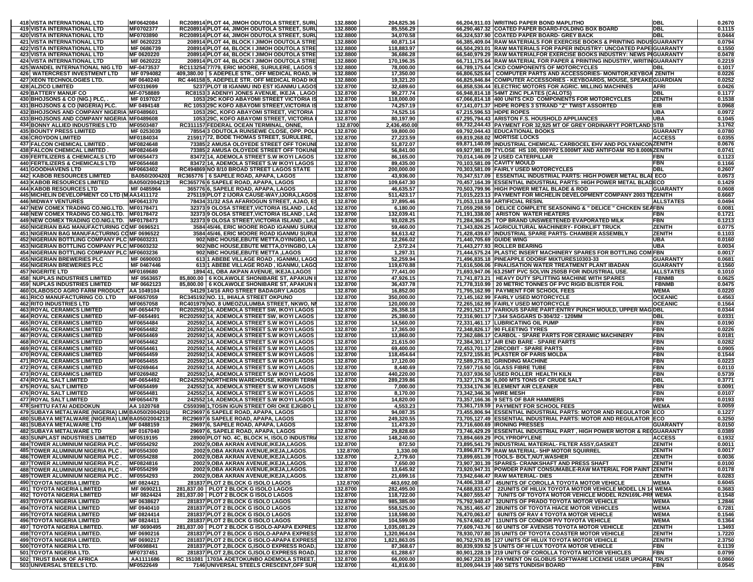| | | | | | | | | | |
|---|---|---|---|---|---|---|---|---|---|
| 418 | VISTA INTERNATIONAL LTD | MF0642084 | RC208914 | PLOT 44, JIMOH ODUTOLA STREET, SURU | 132.8800 | 204,825.36 | 66,204,911.03 | WRITING PAPER BOND MAPLITHO | DBL | 0.2670 |
| 419 | VISTA INTERNATIONAL LTD | MF0702377 | RC208914 | PLOT 44, JIMOH ODUTOLA STREET, SURU | 132.8800 | 85,556.29 | 66,290,467.32 | COATED PAPER BOARD-FOLDING BOX BOARD | DBL | 0.1115 |
| 420 | VISTA INTERNATIONAL LTD | MF0703890 | RC208914 | PLOT 44, JIMOH ODUTOLA STREET, SURU | 132.8800 | 34,070.58 | 66,324,537.90 | COATED PAPER BOARD- GREY BACK | DBL | 0.0444 |
| 421 | VISTA INTERNATIONAL LTD | MF 0620223 | 208914 | PLOT 44, BLOCK I JIMOH ODUTOLA STRE | 132.8800 | 60,871.14 | 66,385,409.04 | RAW MATERIALS FOR EXERCISE BOOKS & PRINTING INDUS | GUARANTY | 0.0794 |
| 422 | VISTA INTERNATIONAL LTD | MF 0686739 | 208914 | PLOT 44, BLOCK I JIMOH ODUTOLA STRE | 132.8800 | 118,883.97 | 66,504,293.01 | RAW MATERIALS FOR PAPER INDUSTRY: UNCOATED PAPE | GUARANTY | 0.1550 |
| 423 | VISTA INTERNATIONAL LTD | MF 0620220 | 208914 | PLOT 44, BLOCK I JIMOH ODUTOLA STRE | 132.8800 | 36,686.28 | 66,540,979.29 | RAW MATERIALFOR EXERCISE BOOKS INDUSTRY: NEWS PI | GUARANTY | 0.0478 |
| 424 | VISTA INTERNATIONAL LTD | MF 0620222 | 208914 | PLOT 44, BLOCK I JIMOH ODUTOLA STRE | 132.8800 | 170,196.35 | 66,711,175.64 | RAW MATERIAL FOR PAPER & PRINTING INDUSTRY, WRITIN | GUARANTY | 0.2219 |
| 425 | WANDEL INTERNATIONAL NIG LTD | MF-0473537 | RC113254 | 77/79, ERIC MOORE, SURULERE, LAGOS S | 132.8800 | 78,000.00 | 66,789,175.64 | CKD COMPONENTS OF MOTORCYCLES | DBL | 0.1017 |
| 426 | WATERCREST INVESTMENT LTD | MF 0794082 | 409,380.00 | 5 ADEPELE STR., OFF MEDICAL ROAD, IK | 132.8800 | 17,350.00 | 66,806,525.64 | COMPUTER PARTS AND ACCESSORIES- MONITOR,KEYBOA | ZENITH | 0.0226 |
| 427 | XEON TECHNOLOGIES LTD. | MF 0640240 | RC 446158 | 5, ADEPELE STR. OFF MEDICAL ROAD IKE | 132.8800 | 19,321.20 | 66,825,846.84 | COMPUTER ACCESSORIES - KEYBOARDS, MOUSE, SPEAKE | GUARDIAN | 0.0252 |
| 428 | ALZICO LIMITED | MF0319699 | 5237 | PLOT I8 IGANMU IND EST IGANMU LAGOS | 132.8700 | 32,689.60 | 66,858,536.44 | ELECTRIC MOTORS FOR AGRIC. MILLING MACHINES | AFRI | 0.0426 |
| 429 | BATTERY MANUF CO | MF-0758889 | RC8153 | 3 ADENIYI JONES AVENUE, IKEJA , LAGO | 132.8700 | 90,277.74 | 66,948,814.18 | 54MT ZINC PLATES (CALOTS) | DBL | 0.1177 |
| 430 | BHOJSONS & CO (NIG.) PLC, . | MF 0197027 | 1053 | 29C KOFO ABAYOMI STREET VICTORIA IS | 132.8700 | 118,000.00 | 67,066,814.18 | 400 UNITS CKD COMPONENTS FOR MOTORCYCLES | ZENITH | 0.1538 |
| 431 | BHOJSONS & CO (NIGERIA) PLC. | MF 0494148 | RC 1053 | 29C KOFO ABAYOMI STREET,VICTORIA IS | 132.8700 | 74,257.19 | 67,141,071.37 | HDPE ROPES 3 STRAND "Z" TWIST ASSORTED | EIB | 0.0968 |
| 432 | BHOJSONS AND COMPANY NIGERIA | MF489601 | 1053 | 29C, KOFO ABAYOMI STREET, VICTORIA | 132.8700 | 74,525.16 | 67,215,596.53 | HDPE ROPES | UBA | 0.0972 |
| 433 | BHOJSONS AND COMPANY NIGERIA | MF0489608 | 1053 | 29C, KOFO ABAYOMI STREET, VICTORIA I | 132.8700 | 80,197.90 | 67,295,794.43 | ARISTON F.S. HOUSHOLD APPLIANCES | UBA | 0.1045 |
| 434 | BONNY ALLIED INDUSTRIES LTD | MF0503487 | RC311157 | FEDERAL OCEAN TERMINAL, ONNE, | 132.8700 | 2,436,450.00 | 69,732,244.43 | PAYMENT FOR 32,925 MT OF GREY ORDINARYT PORTLAND | STB | 3.1762 |
| 435 | BOUNTY PRESS LIMITED | MF 0253039 | 78554 | 3 ODUTOLA RUNSEWE CLOSE, OPP. POLI | 132.8700 | 59,800.00 | 69,792,044.43 | EDUCATIONAL BOOKS | GUARANTY | 0.0780 |
| 436 | CROYDON LIMITED | MF0184034 | 215917 | 72, BODE THOMAS STREET, SURULERE, | 132.8700 | 27,223.59 | 69,819,268.02 | MORTISE LOCKS | ACCESS | 0.0355 |
| 437 | FALCON CHEMICAL LIMITED . | MF0824648 | 73385 | 2 AMUSA OLOYEDE STREET OFF TOKUNE | 132.8700 | 51,872.07 | 69,871,140.09 | INDUSTRIAL CHEMICAL- CARBOCEL EHV AND POLYANICON | ZENITH | 0.0676 |
| 438 | FALCON CHEMICAL LIMITED . | MF0824649 | 73385 | 2 AMUSA OLOYEDE STREET OFF TOKUNE | 132.8700 | 56,841.00 | 69,927,981.09 | TYLOSE HS 100, 000YP2 5.000MT AND ANTIFOAM RD 8.000 | ZENITH | 0.0741 |
| 439 | FERTILIZERS & CHEMICALS LTD | MF0654473 | 83472 | 14, ADEMOLA STREET S.W IKOYI LAGOS | 132.8700 | 86,165.00 | 70,014,146.09 | 2 USED CATERPILLAR | FBN | 0.1123 |
| 440 | FERTILIZERS & CHEMICALS LTD | MF0654468 | 83472 | 14, ADEMOLA STREET S.W IKOYI LAGOS | 132.8700 | 89,435.00 | 70,103,581.09 | CAVITY MOULD | FBN | 0.1166 |
| 441 | GOODHAVENS LTD | MF0663402 | RC494869 | NO 8/10 BROAD STREET LAGOS STATE | 132.8700 | 200,000.00 | 70,303,581.09 | FAIRLY USED MOTORCYCLES | DBL | 0.2607 |
| 442 | KABOB RESOURCES LIMITED | BA050/2004201 | RC365776 | 6 SAPELE ROAD, APAPA, LAGOS | 132.8700 | 43,936.00 | 70,347,517.09 | ESSENTIAL INDUSTRIAL PARTS: HIGH POWER METAL BLA | ECO | 0.0573 |
| 443 | KABOB RESOURCES LIMITED | BA050/2004213 | RC365776 | 6 SAPELE ROAD, APAPA, LAGOS | 132.8700 | 109,647.30 | 70,457,164.39 | ESSENTIAL INDUSTRIAL PARTS: HIGH POWER METAL BLAD | ECO | 0.1429 |
| 444 | KABOB RESOURCES LTD | MF 0485964 | 365776 | 6, SAPELE ROAD, APAPA, LAGOS | 132.8700 | 46,635.57 | 70,503,799.96 | HIGH POWER METAL BLADE & ROD | GUARANTY | 0.0608 |
| 445 | MICHELIN DEVELOPMENT CO LTD (M | AA1411172 | 275119 | PLOT 2 IJORA CAUSE-WAY,IJORA,LAGOS | 132.8700 | 511,423.17 | 71,015,223.13 | PAYMENT FOR MICHELIN DEVELOPMENT COMPANY 2003 TE | ZENITH | 0.6667 |
| 446 | MIDWAY VENTURES | MF0641370 | 78434 | 31/32 ASA AFARIOGUN STREET, AJAO, ES | 132.8700 | 37,895.46 | 71,053,118.59 | ARTIFICIAL RESIN. | ALLSTATES | 0.0494 |
| 447 | NEW COMEX TRADING CO.NIG.LTD. | MF0178471 | 32373 | 9 OLOSA STREET,VICTORIA ISLAND , LAG | 132.8700 | 6,180.00 | 71,059,298.59 | DELICE COMPLETE SEASONING & " DELICE " CHICKEN SEA | FBN | 0.0081 |
| 448 | NEW COMEX TRADING CO.NIG.LTD. | MF0178472 | 32373 | 9 OLOSA STREET,VICTORIA ISLAND , LAG | 132.8700 | 132,039.41 | 71,191,338.00 | ARISTON WATER HEATERS | FBN | 0.1721 |
| 449 | NEW COMEX TRADING CO.NIG.LTD. | MF0178473 | 32373 | 9 OLOSA STREET,VICTORIA ISLAND , LAG | 132.8700 | 93,028.25 | 71,284,366.25 | TOP BRAND UNSWEETENED EVAPORATED MILK | FBN | 0.1213 |
| 450 | NIGERIAN BAG MANUFACTURING CO | MF 0696521 | 3584 | 45/46, ERIC MOORE ROAD IGANMU SURUI | 132.8700 | 59,460.00 | 71,343,826.25 | AGRICULTURAL MACHINERY- FORKLIFT TRUCK | ZENITH | 0.0775 |
| 451 | NIGERIAN BAG MANUFACTURING CO | MF 0696522 | 3584 | 45/46, ERIC MOORE ROAD IGANMU SURUI | 132.8700 | 84,613.42 | 71,428,439.67 | INDUSTRIAL SPARE PARTS- CHAMBER ASSEMBLY | ZENITH | 0.1103 |
| 452 | NIGERIAN BOTTLING COMPANY PLC | MF0603231 | 902 | NBC HOUSE,EBUTE METTA,OYINGBO, LA | 132.8700 | 12,266.02 | 71,440,705.69 | GUIDE WING | UBA | 0.0160 |
| 453 | NIGERIAN BOTTLING COMPANY PLC | MF0603232 | 902 | NBC HOUSE,EBUTE METTA,OYINGBO, LA | 132.8700 | 2,572.24 | 71,443,277.93 | ROLLER BEARING | UBA | 0.0034 |
| 454 | NIGERIAN BOTTLING COMPANY PLC | MF0603236 | 902 | NBC HOUSE,EBUTE METTA ,LAGOS | 132.8700 | 1,297.31 | 71,444,575.24 | PLASTIC INSERT MACHINERY SPARES FOR BOTTLING COM | FBN | 0.0017 |
| 455 | NIGERIAN BREWERIES PLC | MF 0690003 | 613 | 1 ABEBE VILLAGE ROAD , IGANMU, LAGO | 132.8700 | 52,259.94 | 71,496,835.18 | PINEAPPLE ODORIF MIXTURES10303-33 | GUARANTY | 0.0681 |
| 456 | NIGERIAN BREWERIES PLC | MF 0467446 | 613 | 1 ABEBE VILLAGE ROAD , IGANMU, LAGO | 132.8700 | 119,670.88 | 71,616,506.06 | FINALISATION WATER TREATMENT PLANT IBADAN | GUARANTY | 0.1560 |
| 457 | NIGERITE LTD | MF0169680 | 1894 | 41, OBA AKPAN AVENUE, IKEJA.LAGOS | 132.8700 | 77,441.00 | 71,693,947.06 | 63.25MT PVC SOLVIN 250SB FOR INDUSTRIAL USE. | ALLSTATES | 0.1010 |
| 458 | NUPLAS INDUSTRIES LIMITED | MF 0563657 | 85,800.00 | 6 KOLAWOLE SHONIBARE ST, APAKUN I | 132.8700 | 47,926.15 | 71,741,873.21 | HEAVY DUTY SPLITTING MACHINE WITH SPARES | FBNMB | 0.0625 |
| 459 | NUPLAS INDUSTRIES LIMITED | MF 0662123 | 85,800.00 | 6 KOLAWOLE SHONIBARE ST, APAKUN I | 132.8700 | 36,437.78 | 71,778,310.99 | 20 METRIC TONNES OF PVC RIGID BLISTER FOIL | FBNMB | 0.0475 |
| 460 | OLABOSCO AGRO FARM PRODUCT | AA 1049104 | 54129 | 14/16 ARO STREET BADAGRY LAGOS | 132.8700 | 16,852.00 | 71,795,162.99 | PAYMENT FOR SCHOOL FEES | WEMA | 0.0220 |
| 461 | RICO MANUFACTURING CO. LTD | MF0657059 | RC345192 | NO. 11, IHIALA STREET OKPUNO | 132.8700 | 350,000.00 | 72,145,162.99 | FAIRLY USED MOTORCYCLE | OCEANIC | 0.4563 |
| 462 | RITO INDUSTRIES LTD | MF0657058 | RC401979 | NO. 8 UMEOZULUMBA STREET, NKWO, NI | 132.8700 | 120,000.00 | 72,265,162.99 | FAIRLY USED MOTORCYCLE | OCEANIC | 0.1564 |
| 463 | ROYAL CERAMICS LIMITED | MF-0654470 | RC202592 | 14, ADEMOLA STREET SW, IKOYI LAGOS | 132.8700 | 26,358.18 | 72,291,521.17 | VARIOUS SPARE PART:ENTRY PUNCH MOULD, UPPER MAG | DBL | 0.0344 |
| 464 | ROYAL CERAMICS LIMITED | MF-0654491 | RC202592 | 14, ADEMOLA STREET SW, IKOYI LAGOS | 132.8700 | 25,380.00 | 72,316,901.17 | 7,344 SAGGARS D-304/32 - 120MM | DBL | 0.0331 |
| 465 | ROYAL CERAMICS LIMITED | MF0654484 | 202592 | 14, ADEMOLA STREET S.W IKOYI LAGOS | 132.8700 | 14,560.00 | 72,331,461.17 | LUBRICATING OIL PUMP | FBN | 0.0190 |
| 466 | ROYAL CERAMICS LIMITED | MF0654482 | 202592 | 14, ADEMOLA STREET S.W IKOYI LAGOS | 132.8700 | 17,365.00 | 72,348,826.17 | 90 FLEETING TYRES | FBN | 0.0226 |
| 467 | ROYAL CERAMICS LIMITED | MF0654469 | 202592 | 14, ADEMOLA STREET S.W IKOYI LAGOS | 132.8700 | 13,860.00 | 72,362,686.17 | CARBOL - SPARE PARTS FOR CERAMIC MACHINERY | FBN | 0.0181 |
| 468 | ROYAL CERAMICS LIMITED | MF0654462 | 202592 | 14, ADEMOLA STREET S.W IKOYI LAGOS | 132.8700 | 21,615.00 | 72,384,301.17 | AIR END BARE - SPARE PARTS | FBN | 0.0282 |
| 469 | ROYAL CERAMICS LIMITED | MF0654461 | 202592 | 14, ADEMOLA STREET S.W IKOYI LAGOS | 132.8700 | 69,400.00 | 72,453,701.17 | ZIRCOBIT - SPARE PARTS | FBN | 0.0905 |
| 470 | ROYAL CERAMICS LIMITED | MF0654459 | 202592 | 14, ADEMOLA STREET S.W IKOYI LAGOS | 132.8700 | 118,454.64 | 72,572,155.81 | PLASTER OF PARIS MOLDA | FBN | 0.1544 |
| 471 | ROYAL CERAMICS LIMITED | MF0654455 | 202592 | 14, ADEMOLA STREET S.W IKOYI LAGOS | 132.8700 | 17,120.00 | 72,589,275.81 | GRINDING MACHINE | FBN | 0.0223 |
| 472 | ROYAL CERAMICS LIMITED | MF0269464 | 202592 | 14, ADEMOLA STREET S.W IKOYI LAGOS | 132.8700 | 8,440.69 | 72,597,716.50 | GLASS FIBRE TUBE | FBN | 0.0110 |
| 473 | ROYAL CERAMICS LIMITED | MF0269482 | 202592 | 14, ADEMOLA STREET S.W IKOYI LAGOS | 132.8700 | 440,220.00 | 73,037,936.50 | USED ROLLER HEALTH KILN | FBN | 0.5739 |
| 474 | ROYAL SALT LIMITED | MF-0654492 | RC242552 | NORTHERN WAREHOUSE, KIRIKIRI TERMI | 132.8700 | 289,239.86 | 73,327,176.36 | 6,000 MTS TONS OF CRUDE SALT | DBL | 0.3771 |
| 475 | ROYAL SALT LIMITED | MF0654499 | 242552 | 14, ADEMOLA STREET S.W IKOYI LAGOS | 132.8700 | 7,000.00 | 73,334,176.36 | ELEMENT AIR CLEANER | FBN | 0.0091 |
| 476 | ROYAL SALT LIMITED | MF0654481 | 242552 | 14, ADEMOLA STREET S.W IKOYI LAGOS | 132.8700 | 8,170.00 | 73,342,346.36 | WIRE MESH | FBN | 0.0107 |
| 477 | ROYAL SALT LIMITED | MF0654478 | 242552 | 14, ADEMOLA STREET S.W IKOYI LAGOS | 132.8700 | 14,820.00 | 73,357,166.36 | 9 SETS OF BAR HAMMERS | FBN | 0.0193 |
| 478 | SHITTU FATAI ADEDOKUN | AA 1020768 | C559398 | 1,TOSIN IGUN STREET ORI OKE EJIGBO L | 132.8700 | 4,553.23 | 73,361,719.59 | PAYMENT FOR SCHOOL FEES | WEMA | 0.0059 |
| 479 | SUBAYA METALWARE (NIGERIA) LIM | BA050/2004201 | RC29697 | 6 SAPELE ROAD, APAPA, LAGOS | 132.8700 | 94,087.35 | 73,455,806.94 | ESSENTIAL INDUSTRIAL PARTS: MOTOR AND REGULATOR | ECO | 0.1227 |
| 480 | SUBAYA METALWARE (NIGERIA) LIM | BA050/2004213 | RC29697 | 6 SAPELE ROAD, APAPA, LAGOS | 132.8700 | 249,320.55 | 73,705,127.49 | ESSENTIAL INDUSTRIAL PARTS: MOTOR AND REGULATOR | ECO | 0.3250 |
| 481 | SUBAYA METALWARE LTD | MF 0488159 | 29697 | 6, SAPELE ROAD, APAPA, LAGOS | 132.8700 | 11,473.20 | 73,716,600.69 | IRONING PRESSES | GUARANTY | 0.0150 |
| 482 | SUBAYA METALWARE LTD | MF 0167040 | 29697 | 6, SAPELE ROAD, APAPA, LAGOS | 132.8700 | 29,828.60 | 73,746,429.29 | ESSENTIAL INDUSTRIAL PART , HIGH POWER MOTOR & RE | GUARANTY | 0.0389 |
| 483 | SUNPLAST INDUSTRIES LIMITED | MF0519195 | 28900 | PLOT NO. 4C, BLOCK H, ISOLO INDUSTRIA | 132.8700 | 148,240.00 | 73,894,669.29 | POLYPROPYLENE | ACCESS | 0.1932 |
| 484 | TOWER ALUMINIUM NIGERIA PLC . | MF0554292 | 2002 | 9,OBA AKRAN AVENUE,IKEJA,LAGOS. | 132.8700 | 872.50 | 73,895,541.79 | INDUSTRIAL MATERIAL- FILTER ASSY,GASKET | ZENITH | 0.0011 |
| 485 | TOWER ALUMINIUM NIGERIA PLC . | MF0554300 | 2002 | 9,OBA AKRAN AVENUE,IKEJA,LAGOS. | 132.8700 | 1,330.00 | 73,896,871.79 | RAW MATERIAL- 5HP MOTOR SQUIRREL | ZENITH | 0.0017 |
| 486 | TOWER ALUMINIUM NIGERIA PLC . | MF0554288 | 2002 | 9,OBA AKRAN AVENUE,IKEJA,LAGOS. | 132.8700 | 2,779.60 | 73,899,651.39 | TOOLS- BOLT,NUT,WASHER | ZENITH | 0.0036 |
| 487 | TOWER ALUMINIUM NIGERIA PLC . | MF0824816 | 2002 | 9,OBA AKRAN AVENUE,IKEJA,LAGOS. | 132.8700 | 7,650.00 | 73,907,301.39 | SPARES- CRANKSHAFT AND PRESS SHAFT | ZENITH | 0.0100 |
| 488 | TOWER ALUMINIUM NIGERIA PLC . | MF0554299 | 2002 | 9,OBA AKRAN AVENUE,IKEJA,LAGOS. | 132.8700 | 13,645.92 | 73,920,947.31 | POWDER PAINT CONSUMABLE-RAW MATERIAL FOR PAINT | ZENITH | 0.0178 |
| 489 | TOWER ALUMINIUM NIGERIA PLC . | MF0554293 | 2002 | 9,OBA AKRAN AVENUE,IKEJA,LAGOS. | 132.8700 | 21,699.16 | 73,942,646.47 | RAW MATERIAL- DIES | ZENITH | 0.0283 |
| 490 | TOYOTA NIGERIA LIMITED | MF 0824421 | 281837 | PLOT 2 BLOCK G ISOLO LAGOS | 132.8700 | 463,692.00 | 74,406,338.47 | 45UNITS OF COROLLA TOYOTA MOTOR VEHICLE | WEMA | 0.6045 |
| 491 | TOYOTA NIGERIA LIMITED | MF 0690211 | 281,837.00 | PLOT 2 BLOCK G ISOLO LAGOS | 132.8700 | 282,495.00 | 74,688,833.47 | 22UNITS OF HILUX TOYOTA MOTOR VEHICLE MODEL LN 14 | WEMA | 0.3683 |
| 492 | TOYOTA NIGERIA LIMITED | MF 0824424 | 281,837.00 | PLOT 2 BLOCK G ISOLO LAGOS | 132.8700 | 118,722.00 | 74,807,555.47 | 7UNITS OF TOYOTA MOTOR VEHICLE MODEL RZN169L-PRI | WEMA | 0.1548 |
| 493 | TOYOTA NIGERIA LIMITED | MF 0638627 | 281837 | PLOT 2 BLOCK G ISOLO LAGOS | 132.8700 | 985,385.00 | 75,792,940.47 | 32UNITS OF PRADO TOYOTA MOTOR VEHICLE | WEMA | 1.2846 |
| 494 | TOYOTA NIGERIA LIMITED | MF 0940410 | 281837 | PLOT 2 BLOCK G ISOLO LAGOS | 132.8700 | 558,525.00 | 76,351,465.47 | 28UNITS OF TOYOTA HIACE MOTOR VEHICLES | WEMA | 0.7281 |
| 495 | TOYOTA NIGERIA LIMITED | MF 0824414 | 281837 | PLOT 2 BLOCK G ISOLO LAGOS | 132.8700 | 118,598.00 | 76,470,063.47 | 6UNITS OF RAV 4 TOYOTA MOTOR VEHICLE | WEMA | 0.1546 |
| 496 | TOYOTA NIGERIA LIMITED | MF 0824411 | 281837 | PLOT 2 BLOCK G ISOLO LAGOS | 132.8700 | 104,599.00 | 76,574,662.47 | 11UNITS OF CONDOR P/V TOYOTA VEHICLE | WEMA | 0.1364 |
| 497 | TOYOTA NIGERIA LIMITED. | MF 0690495 | 281,837.00 | PLOT 2 BLOCK G ISOLO-APAPA EXPRES | 132.8700 | 1,035,081.29 | 77,609,743.76 | 60 UNITS OF AVENSIS TOYOTA MOTOR VEHICLE | ZENITH | 1.3493 |
| 498 | TOYOTA NIGERIA LIMITED. | MF 0690216 | 281837 | PLOT 2 BLOCK G ISOLO-APAPA EXPRESS | 132.8700 | 1,320,964.04 | 78,930,707.80 | 35 UNITS OF TOYOTA COASTER MOTOR VEHICLE | ZENITH | 1.7220 |
| 499 | TOYOTA NIGERIA LIMITED. | MF 0690217 | 281837 | PLOT 2 BLOCK G ISOLO-APAPA EXPRESS | 132.8700 | 1,821,863.05 | 80,752,570.85 | 127 UNITS OF HILUX TOYOTA MOTOR VEHICLE | ZENITH | 2.3750 |
| 500 | TOYOTA NIGERIA LTD. | MF0698841 | 281837 | PLOT 2,BLOCK G,ISOLO EXPRESS ROAD, | 132.8700 | 87,368.67 | 80,839,939.52 | 5 UNITS OF HI LUX TOYOTA MOTOR VEHICLE | FBN | 0.1139 |
| 501 | TOYOTA NIGERIA LTD. | MF0737451 | 281837 | PLOT 2,BLOCK G,ISOLO EXPRESS ROAD, | 132.8700 | 61,288.67 | 80,901,228.19 | 219 UNITS OF COROLLA TOYOTA MOTOR VEHICLES | FBN | 0.0799 |
| 502 | TRUST BANK OF AFRICA | AA1111686 | RC 151081 | 1703A ADETOKUNBO ADEMOLA STREET, | 132.8700 | 66,000.00 | 80,967,228.19 | PAYMENT ON GLOBUS SOFTWARE LICENSE USER UPGRA | TRUST | 0.0860 |
| 503 | UNIVERSAL STEELS LTD. | MF0522649 | 7146 | UNIVERSAL STEELS CRESCENT,OFF SUR | 132.8700 | 41,816.00 | 81,009,044.19 | 400 SETS TUNDISH BOARD | FBN | 0.0545 |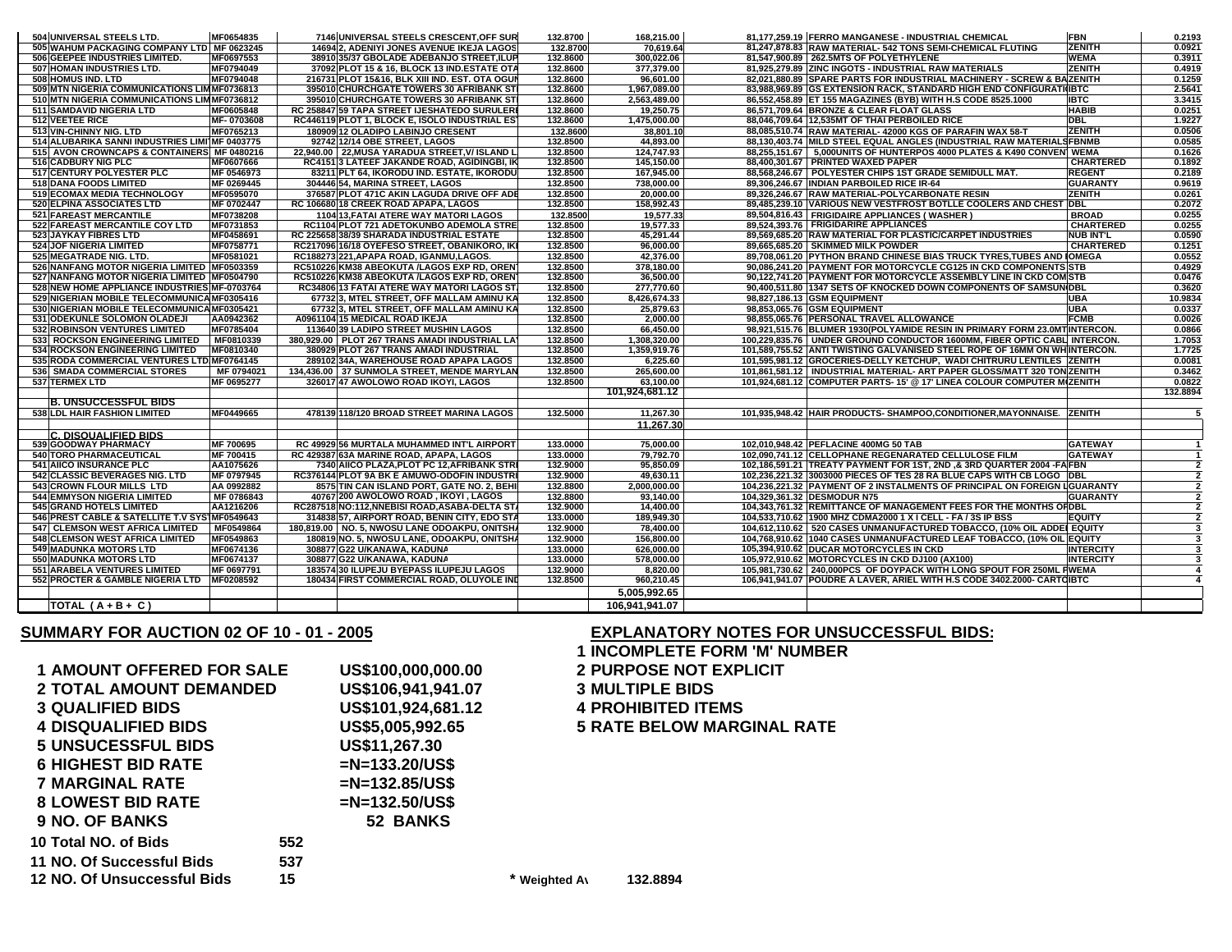| | | | | | | | | | |
|---|---|---|---|---|---|---|---|---|---|
| 504 | UNIVERSAL STEELS LTD. | MF0654835 | 7146 UNIVERSAL STEELS CRESCENT,OFF SUR | 132.8700 | 168,215.00 | 81,177,259.19 | FERRO MANGANESE - INDUSTRIAL CHEMICAL | FBN | 0.2193 |
| 505 | WAHUM PACKAGING COMPANY LTD | MF 0623245 | 14694 2, ADENIYI JONES AVENUE IKEJA LAGOS | 132.8700 | 70,619.64 | 81,247,878.83 | RAW MATERIAL- 542 TONS SEMI-CHEMICAL FLUTING | ZENITH | 0.0921 |
| 506 | GEEPEE INDUSTRIES LIMITED. | MF0697553 | 38910 35/37 GBOLADE ADEBANJO STREET,ILUP | 132.8600 | 300,022.06 | 81,547,900.89 | 262.5MTS OF POLYETHYLENE | WEMA | 0.3911 |
| 507 | HOMAN INDUSTRIES LTD. | MF0794049 | 37092 PLOT 15 & 16, BLOCK 13 IND.ESTATE OTA | 132.8600 | 377,379.00 | 81,925,279.89 | ZINC INGOTS - INDUSTRIAL RAW MATERIALS | ZENITH | 0.4919 |
| 508 | HOMUS IND. LTD | MF0794048 | 216731 PLOT 15&16, BLK XIII IND. EST. OTA OGUN | 132.8600 | 96,601.00 | 82,021,880.89 | SPARE PARTS FOR INDUSTRIAL MACHINERY - SCREW & BA | ZENITH | 0.1259 |
| 509 | MTN NIGERIA COMMUNICATIONS LIM | MF0736813 | 395010 CHURCHGATE TOWERS 30 AFRIBANK ST | 132.8600 | 1,967,089.00 | 83,988,969.89 | GS EXTENSION RACK, STANDARD HIGH END CONFIGURATI | IBTC | 2.5641 |
| 510 | MTN NIGERIA COMMUNICATIONS LIM | MF0736812 | 395010 CHURCHGATE TOWERS 30 AFRIBANK ST | 132.8600 | 2,563,489.00 | 86,552,458.89 | ET 155 MAGAZINES (BYB) WITH H.S CODE 8525.1000 | IBTC | 3.3415 |
| 511 | SAMDAVID NIGERIA LTD | MF0605848 | RC 258847 59 TAPA STREET IJESHATEDO SURULERI | 132.8600 | 19,250.75 | 86,571,709.64 | BRONZE & CLEAR FLOAT GLASS | HABIB | 0.0251 |
| 512 | VEETEE RICE | MF- 0703608 | RC446119 PLOT 1, BLOCK E, ISOLO INDUSTRIAL ES | 132.8600 | 1,475,000.00 | 88,046,709.64 | 12,535MT OF THAI PERBOILED RICE | DBL | 1.9227 |
| 513 | VIN-CHINNY NIG. LTD | MF0765213 | 180909 12 OLADIPO LABINJO CRESENT | 132.8600 | 38,801.10 | 88,085,510.74 | RAW MATERIAL- 42000 KGS OF PARAFIN WAX 58-T | ZENITH | 0.0506 |
| 514 | ALUBARIKA SANNI INDUSTRIES LIMI | MF 0403775 | 92742 12/14 OBE STREET, LAGOS | 132.8500 | 44,893.00 | 88,130,403.74 | MILD STEEL EQUAL ANGLES (INDUSTRIAL RAW MATERIALS | FBNMB | 0.0585 |
| 515 | AVON CROWNCAPS & CONTAINERS | MF 0480216 | 22,940.00 22,MUSA YARADUA STREET,V/ ISLAND L | 132.8500 | 124,747.93 | 88,255,151.67 | 5,000UNITS OF HUNTERPOS 4000 PLATES & K490 CONVEN | WEMA | 0.1626 |
| 516 | CADBURY NIG PLC | MF0607666 | RC4151 3 LATEEF JAKANDE ROAD, AGIDINGBI, IK | 132.8500 | 145,150.00 | 88,400,301.67 | PRINTED WAXED PAPER | CHARTERED | 0.1892 |
| 517 | CENTURY POLYESTER PLC | MF 0546973 | 83211 PLT 64, IKORODU IND. ESTATE, IKORODU | 132.8500 | 167,945.00 | 88,568,246.67 | POLYESTER CHIPS 1ST GRADE SEMIDULL MAT. | REGENT | 0.2189 |
| 518 | DANA FOODS LIMITED | MF 0269445 | 304446 54, MARINA STREET, LAGOS | 132.8500 | 738,000.00 | 89,306,246.67 | INDIAN PARBOILED RICE IR-64 | GUARANTY | 0.9619 |
| 519 | ECOMAX MEDIA TECHNOLOGY | MF0595070 | 376587 PLOT 471C AKIN LAGUDA DRIVE OFF ADE | 132.8500 | 20,000.00 | 89,326,246.67 | RAW MATERIAL-POLYCARBONATE RESIN | ZENITH | 0.0261 |
| 520 | ELPINA ASSOCIATES LTD | MF 0702447 | RC 106680 18 CREEK ROAD APAPA, LAGOS | 132.8500 | 158,992.43 | 89,485,239.10 | VARIOUS NEW VESTFROST BOTLLE COOLERS AND CHEST | DBL | 0.2072 |
| 521 | FAREAST MERCANTILE | MF0738208 | 1104 13,FATAI ATERE WAY MATORI LAGOS | 132.8500 | 19,577.33 | 89,504,816.43 | FRIGIDAIRE APPLIANCES ( WASHER ) | BROAD | 0.0255 |
| 522 | FAREAST MERCANTILE COY LTD | MF0731853 | RC1104 PLOT 721 ADETOKUNBO ADEMOLA STRE | 132.8500 | 19,577.33 | 89,524,393.76 | FRIGIDARIRE APPLIANCES | CHARTERED | 0.0255 |
| 523 | JAYKAY FIBRES LTD | MF0458691 | RC 225658 38/39 SHARADA INDUSTRIAL ESTATE | 132.8500 | 45,291.44 | 89,569,685.20 | RAW MATERIAL FOR PLASTIC/CARPET INDUSTRIES | NUB INT'L | 0.0590 |
| 524 | JOF NIGERIA LIMITED | MF0758771 | RC217096 16/18 OYEFESO STREET, OBANIKORO, IK | 132.8500 | 96,000.00 | 89,665,685.20 | SKIMMED MILK POWDER | CHARTERED | 0.1251 |
| 525 | MEGATRADE NIG. LTD. | MF0581021 | RC188273 221,APAPA ROAD, IGANMU,LAGOS. | 132.8500 | 42,376.00 | 89,708,061.20 | PYTHON BRAND CHINESE BIAS TRUCK TYRES,TUBES AND | OMEGA | 0.0552 |
| 526 | NANFANG MOTOR NIGERIA LIMITED | MF0503359 | RC510226 KM38 ABEOKUTA /LAGOS EXP RD, OREN | 132.8500 | 378,180.00 | 90,086,241.20 | PAYMENT FOR MOTORCYCLE CG125 IN CKD COMPONENTS | STB | 0.4929 |
| 527 | NANFANG MOTOR NIGERIA LIMITED | MF0504790 | RC510226 KM38 ABEOKUTA /LAGOS EXP RD, OREN | 132.8500 | 36,500.00 | 90,122,741.20 | PAYMENT FOR MOTORCYCLE ASSEMBLY LINE IN CKD COM | STB | 0.0476 |
| 528 | NEW HOME APPLIANCE INDUSTRIES | MF-0703764 | RC34806 13 FATAI ATERE WAY MATORI LAGOS ST. | 132.8500 | 277,770.60 | 90,400,511.80 | 1347 SETS OF KNOCKED DOWN COMPONENTS OF SAMSUN | DBL | 0.3620 |
| 529 | NIGERIAN MOBILE TELECOMMUNICA | MF0305416 | 67732 3, MTEL STREET, OFF MALLAM AMINU KA | 132.8500 | 8,426,674.33 | 98,827,186.13 | GSM EQUIPMENT | UBA | 10.9834 |
| 530 | NIGERIAN MOBILE TELECOMMUNICA | MF0305421 | 67732 3, MTEL STREET, OFF MALLAM AMINU KA | 132.8500 | 25,879.63 | 98,853,065.76 | GSM EQUIPMENT | UBA | 0.0337 |
| 531 | ODEKUNLE SOLOMON OLADEJI | AA0942362 | A0961104 15 MEDICAL ROAD IKEJA | 132.8500 | 2,000.00 | 98,855,065.76 | PERSONAL TRAVEL ALLOWANCE | FCMB | 0.0026 |
| 532 | ROBINSON VENTURES LIMITED | MF0785404 | 113640 39 LADIPO STREET MUSHIN LAGOS | 132.8500 | 66,450.00 | 98,921,515.76 | BLUMER 1930(POLYAMIDE RESIN IN PRIMARY FORM 23.0MT | INTERCON. | 0.0866 |
| 533 | ROCKSON ENGINEERING LIMITED | MF0810339 | 380,929.00 PLOT 267 TRANS AMADI INDUSTRIAL LA | 132.8500 | 1,308,320.00 | 100,229,835.76 | UNDER GROUND CONDUCTOR 1600MM, FIBER OPTIC CABL | INTERCON. | 1.7053 |
| 534 | ROCKSON ENGINEERING LIMITED | MF0810340 | 380929 PLOT 267 TRANS AMADI INDUSTRIAL | 132.8500 | 1,359,919.76 | 101,589,755.52 | ANTI TWISTING GALVANISED STEEL ROPE OF 16MM ON WH | INTERCON. | 1.7725 |
| 535 | RODA COMMERCIAL VENTURES LTD | MF0764145 | 289102 34A, WAREHOUSE ROAD APAPA LAGOS | 132.8500 | 6,225.60 | 101,595,981.12 | GROCERIES-DELLY KETCHUP, WADI CHITRURU LENTILES | ZENITH | 0.0081 |
| 536 | SMADA COMMERCIAL STORES | MF 0794021 | 134,436.00 37 SUNMOLA STREET, MENDE MARYLAN | 132.8500 | 265,600.00 | 101,861,581.12 | INDUSTRIAL MATERIAL- ART PAPER GLOSS/MATT 320 TON | ZENITH | 0.3462 |
| 537 | TERMEX LTD | MF 0695277 | 326017 47 AWOLOWO ROAD IKOYI, LAGOS | 132.8500 | 63,100.00 | 101,924,681.12 | COMPUTER PARTS- 15' @ 17' LINEA COLOUR COMPUTER M | ZENITH | 0.0822 |
| | | | | | 101,924,681.12 | | | | 132.8894 |
| | **B. UNSUCCESSFUL BIDS** | | | | | | | | |
| 538 | LDL HAIR FASHION LIMITED | MF0449665 | 478139 118/120 BROAD STREET MARINA LAGOS | 132.5000 | 11,267.30 | 101,935,948.42 | HAIR PRODUCTS- SHAMPOO,CONDITIONER,MAYONNAISE. | ZENITH | 5 |
| | | | | | 11,267.30 | | | | |
| | **C. DISQUALIFIED BIDS** | | | | | | | | |
| 539 | GOODWAY PHARMACY | MF 700695 | RC 49929 56 MURTALA MUHAMMED INT'L AIRPORT | 133.0000 | 75,000.00 | 102,010,948.42 | PEFLACINE 400MG 50 TAB | GATEWAY | 1 |
| 540 | TORO PHARMACEUTICAL | MF 700415 | RC 429387 63A MARINE ROAD, APAPA, LAGOS | 133.0000 | 79,792.70 | 102,090,741.12 | CELLOPHANE REGENARATED CELLULOSE FILM | GATEWAY | 1 |
| 541 | AIICO INSURANCE PLC | AA1075626 | 7340 AIICO PLAZA,PLOT PC 12,AFRIBANK STR | 132.9000 | 95,850.09 | 102,186,591.21 | TREATY PAYMENT FOR 1ST, 2ND ,& 3RD QUARTER 2004 -FA | FBN | 2 |
| 542 | CLASSIC BEVERAGES NIG. LTD | MF 0797945 | RC376144 PLOT 9A BK E AMUWO-ODOFIN INDUSTRI | 132.9000 | 49,630.11 | 102,236,221.32 | 3003000 PIECES OF TES 28 RA BLUE CAPS WITH CB LOGO | DBL | 2 |
| 543 | CROWN FLOUR MILLS LTD | AA 0992882 | 8575 TIN CAN ISLAND PORT, GATE NO. 2, BEHI | 132.8800 | 2,000,000.00 | 104,236,221.32 | PAYMENT OF 2 INSTALMENTS OF PRINCIPAL ON FOREIGN L | GUARANTY | 2 |
| 544 | EMMYSON NIGERIA LIMITED | MF 0786843 | 40767 200 AWOLOWO ROAD , IKOYI , LAGOS | 132.8800 | 93,140.00 | 104,329,361.32 | DESMODUR N75 | GUARANTY | 2 |
| 545 | GRAND HOTELS LIMITED | AA1216206 | RC287518 NO:112,NNEBISI ROAD,ASABA-DELTA ST | 132.9000 | 14,400.00 | 104,343,761.32 | REMITTANCE OF MANAGEMENT FEES FOR THE MONTHS OF | DBL | 2 |
| 546 | PREST CABLE & SATELLITE T.V SYS | MF0549643 | 314838 57, AIRPORT ROAD, BENIN CITY, EDO STA | 133.0000 | 189,949.30 | 104,533,710.62 | 1900 MHZ CDMA2000 1 X I CELL - FA / 3S IP BSS | EQUITY | 2 |
| 547 | CLEMSON WEST AFRICA LIMITED | MF0549864 | 180,819.00 NO. 5, NWOSU LANE ODOAKPU, ONITSHA | 132.9000 | 78,400.00 | 104,612,110.62 | 520 CASES UNMANUFACTURED TOBACCO, (10% OIL ADDE | EQUITY | 3 |
| 548 | CLEMSON WEST AFRICA LIMITED | MF0549863 | 180819 NO. 5, NWOSU LANE, ODOAKPU, ONITSHA | 132.9000 | 156,800.00 | 104,768,910.62 | 1040 CASES UNMANUFACTURED LEAF TOBACCO, (10% OIL | EQUITY | 3 |
| 549 | MADUNKA MOTORS LTD | MF0674136 | 308877 G22 U/KANAWA, KADUNA | 133.0000 | 626,000.00 | 105,394,910.62 | DUCAR MOTORCYCLES IN CKD | INTERCITY | 3 |
| 550 | MADUNKA MOTORS LTD | MF0674137 | 308877 G22 U/KANAWA, KADUNA | 133.0000 | 578,000.00 | 105,972,910.62 | MOTORCYCLES IN CKD DJ100 (AX100) | INTERCITY | 3 |
| 551 | ARABELA VENTURES LIMITED | MF 0697791 | 183574 30 ILUPEJU BYEPASS ILUPEJU LAGOS | 132.9000 | 8,820.00 | 105,981,730.62 | 240,000PCS OF DOYPACK WITH LONG SPOUT FOR 250ML F | WEMA | 4 |
| 552 | PROCTER & GAMBLE NIGERIA LTD | MF0208592 | 180434 FIRST COMMERCIAL ROAD, OLUYOLE IND | 132.8500 | 960,210.45 | 106,941,941.07 | POUDRE A LAVER, ARIEL WITH H.S CODE 3402.2000- CART | IBTC | 4 |
| | | | | | 5,005,992.65 | | | | |
| | **TOTAL ( A + B + C )** | | | | 106,941,941.07 | | | | |

## SUMMARY FOR AUCTION 02 OF 10 - 01 - 2005

| | |
|---|---|
| 1 AMOUNT OFFERED FOR SALE | US$100,000,000.00 |
| 2 TOTAL AMOUNT DEMANDED | US$106,941,941.07 |
| 3 QUALIFIED BIDS | US$101,924,681.12 |
| 4 DISQUALIFIED BIDS | US$5,005,992.65 |
| 5 UNSUCESSFUL BIDS | US$11,267.30 |
| 6 HIGHEST BID RATE | =N=133.20/US$ |
| 7 MARGINAL RATE | =N=132.85/US$ |
| 8 LOWEST BID RATE | =N=132.50/US$ |
| 9 NO. OF BANKS | 52 BANKS |
| 10 Total NO. of Bids | 552 |
| 11 NO. Of Successful Bids | 537 |
| 12 NO. Of Unsuccessful Bids | 15 |

\* Weighted Av 132.8894

## EXPLANATORY NOTES FOR UNSUCCESSFUL BIDS:

1 INCOMPLETE FORM 'M' NUMBER
2 PURPOSE NOT EXPLICIT
3 MULTIPLE BIDS
4 PROHIBITED ITEMS
5 RATE BELOW MARGINAL RATE